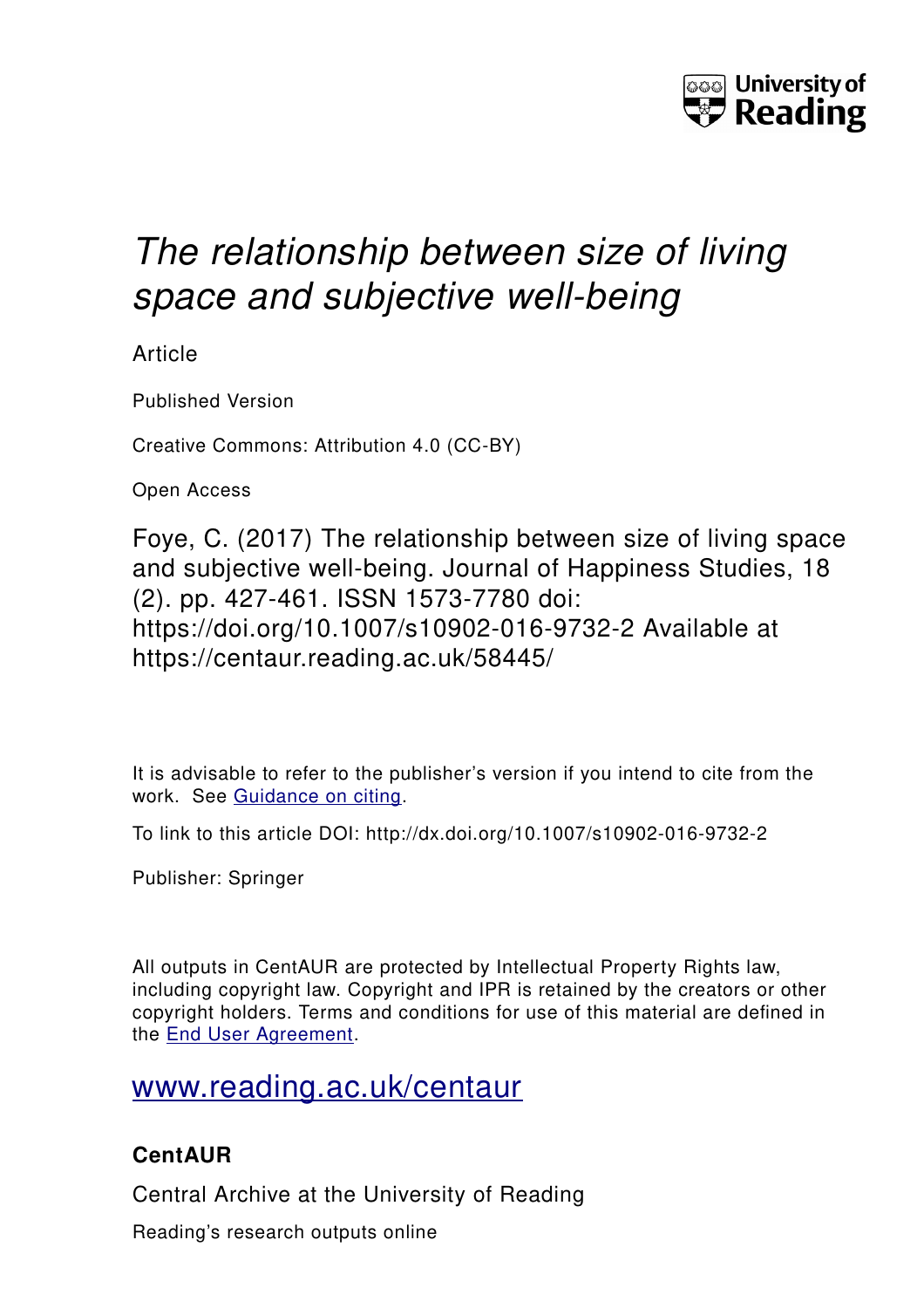University of Reading

# *The relationship between size of living space and subjective well-being*

Article

Published Version

Creative Commons: Attribution 4.0 (CC-BY)

Open Access

Foye, C. (2017) The relationship between size of living space and subjective well-being. Journal of Happiness Studies, 18 (2). pp. 427-461. ISSN 1573-7780 doi: https://doi.org/10.1007/s10902-016-9732-2 Available at https://centaur.reading.ac.uk/58445/

It is advisable to refer to the publisher's version if you intend to cite from the work. See Guidance on citing.

To link to this article DOI: http://dx.doi.org/10.1007/s10902-016-9732-2

Publisher: Springer

All outputs in CentAUR are protected by Intellectual Property Rights law, including copyright law. Copyright and IPR is retained by the creators or other copyright holders. Terms and conditions for use of this material are defined in the End User Agreement.

www.reading.ac.uk/centaur

**CentAUR**

Central Archive at the University of Reading

Reading's research outputs online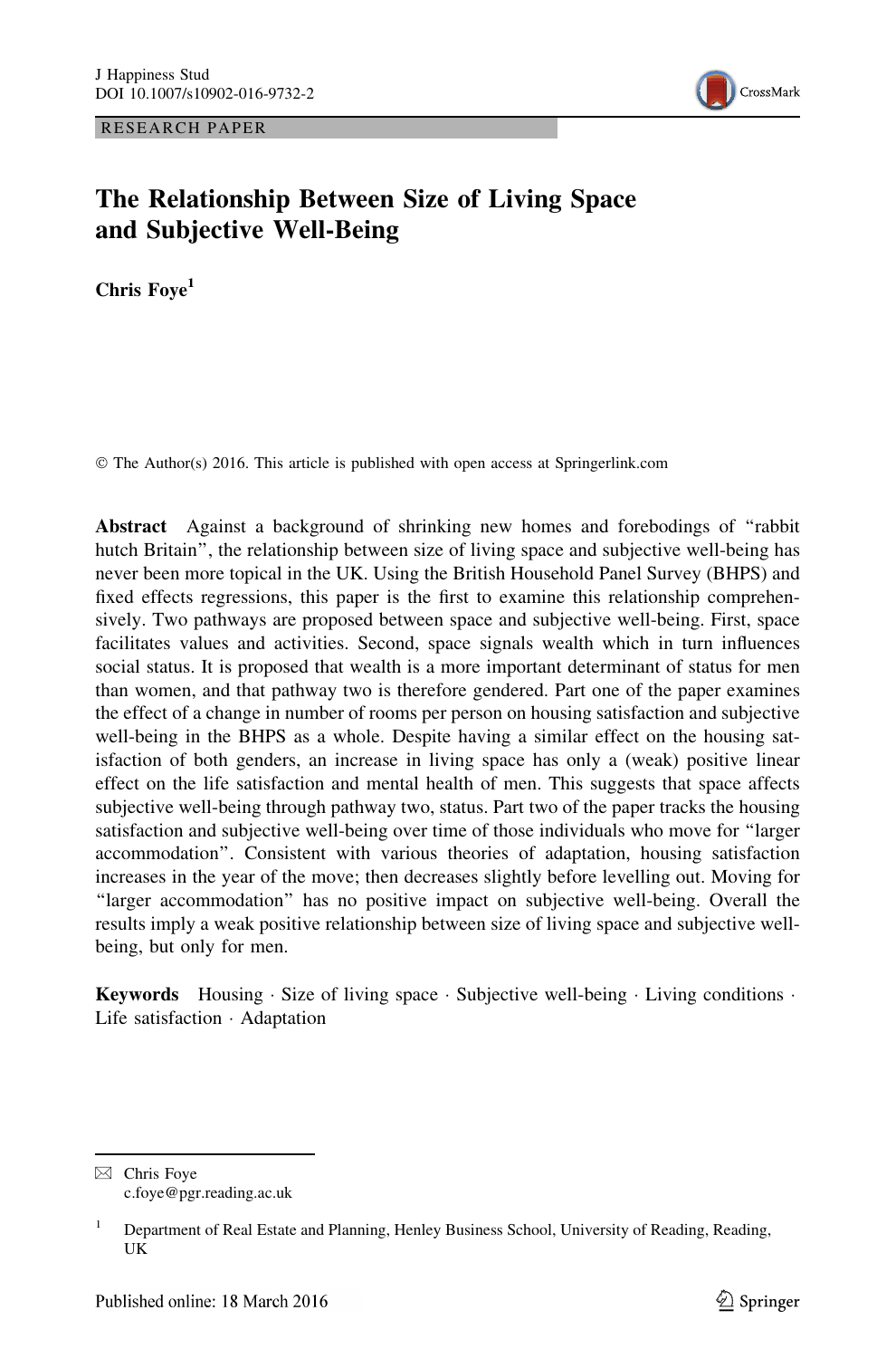RESEARCH PAPER

# The Relationship Between Size of Living Space and Subjective Well-Being

**Chris Foye**[1]

© The Author(s) 2016. This article is published with open access at Springerlink.com

**Abstract** Against a background of shrinking new homes and forebodings of "rabbit hutch Britain", the relationship between size of living space and subjective well-being has never been more topical in the UK. Using the British Household Panel Survey (BHPS) and fixed effects regressions, this paper is the first to examine this relationship comprehensively. Two pathways are proposed between space and subjective well-being. First, space facilitates values and activities. Second, space signals wealth which in turn influences social status. It is proposed that wealth is a more important determinant of status for men than women, and that pathway two is therefore gendered. Part one of the paper examines the effect of a change in number of rooms per person on housing satisfaction and subjective well-being in the BHPS as a whole. Despite having a similar effect on the housing satisfaction of both genders, an increase in living space has only a (weak) positive linear effect on the life satisfaction and mental health of men. This suggests that space affects subjective well-being through pathway two, status. Part two of the paper tracks the housing satisfaction and subjective well-being over time of those individuals who move for "larger accommodation". Consistent with various theories of adaptation, housing satisfaction increases in the year of the move; then decreases slightly before levelling out. Moving for "larger accommodation" has no positive impact on subjective well-being. Overall the results imply a weak positive relationship between size of living space and subjective well-being, but only for men.

**Keywords** Housing · Size of living space · Subjective well-being · Living conditions · Life satisfaction · Adaptation

✉ Chris Foye
c.foye@pgr.reading.ac.uk

[1] Department of Real Estate and Planning, Henley Business School, University of Reading, Reading, UK

Published online: 18 March 2016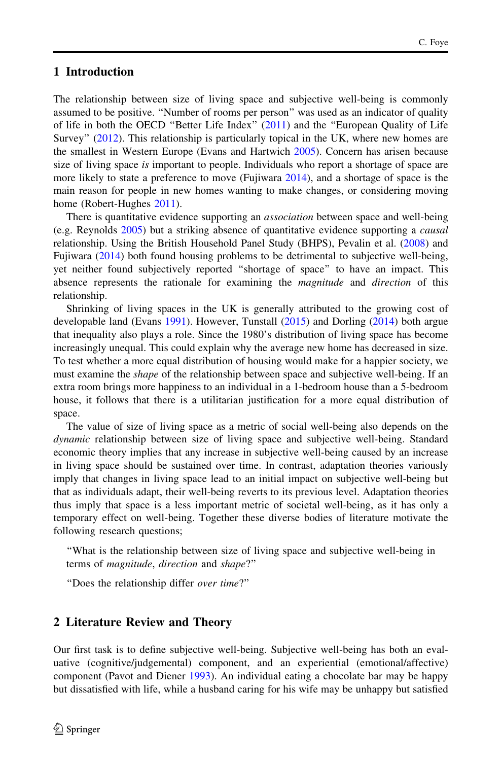## 1 Introduction

The relationship between size of living space and subjective well-being is commonly assumed to be positive. "Number of rooms per person" was used as an indicator of quality of life in both the OECD "Better Life Index" (2011) and the "European Quality of Life Survey" (2012). This relationship is particularly topical in the UK, where new homes are the smallest in Western Europe (Evans and Hartwich 2005). Concern has arisen because size of living space *is* important to people. Individuals who report a shortage of space are more likely to state a preference to move (Fujiwara 2014), and a shortage of space is the main reason for people in new homes wanting to make changes, or considering moving home (Robert-Hughes 2011).

There is quantitative evidence supporting an *association* between space and well-being (e.g. Reynolds 2005) but a striking absence of quantitative evidence supporting a *causal* relationship. Using the British Household Panel Study (BHPS), Pevalin et al. (2008) and Fujiwara (2014) both found housing problems to be detrimental to subjective well-being, yet neither found subjectively reported "shortage of space" to have an impact. This absence represents the rationale for examining the *magnitude* and *direction* of this relationship.

Shrinking of living spaces in the UK is generally attributed to the growing cost of developable land (Evans 1991). However, Tunstall (2015) and Dorling (2014) both argue that inequality also plays a role. Since the 1980's distribution of living space has become increasingly unequal. This could explain why the average new home has decreased in size. To test whether a more equal distribution of housing would make for a happier society, we must examine the *shape* of the relationship between space and subjective well-being. If an extra room brings more happiness to an individual in a 1-bedroom house than a 5-bedroom house, it follows that there is a utilitarian justification for a more equal distribution of space.

The value of size of living space as a metric of social well-being also depends on the *dynamic* relationship between size of living space and subjective well-being. Standard economic theory implies that any increase in subjective well-being caused by an increase in living space should be sustained over time. In contrast, adaptation theories variously imply that changes in living space lead to an initial impact on subjective well-being but that as individuals adapt, their well-being reverts to its previous level. Adaptation theories thus imply that space is a less important metric of societal well-being, as it has only a temporary effect on well-being. Together these diverse bodies of literature motivate the following research questions;

> "What is the relationship between size of living space and subjective well-being in terms of *magnitude*, *direction* and *shape*?"
>
> "Does the relationship differ *over time*?"

## 2 Literature Review and Theory

Our first task is to define subjective well-being. Subjective well-being has both an evaluative (cognitive/judgemental) component, and an experiential (emotional/affective) component (Pavot and Diener 1993). An individual eating a chocolate bar may be happy but dissatisfied with life, while a husband caring for his wife may be unhappy but satisfied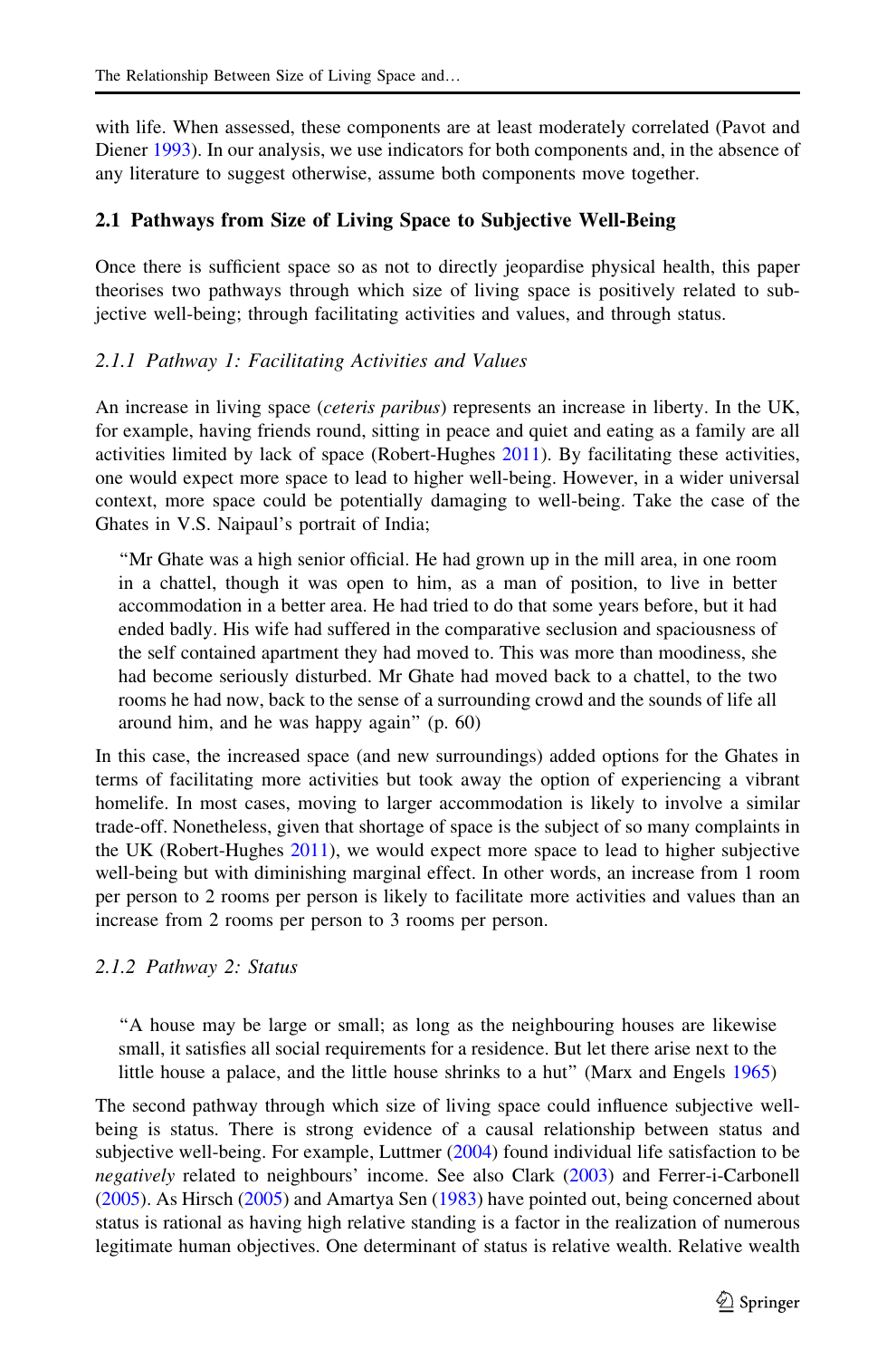with life. When assessed, these components are at least moderately correlated (Pavot and Diener 1993). In our analysis, we use indicators for both components and, in the absence of any literature to suggest otherwise, assume both components move together.

## 2.1 Pathways from Size of Living Space to Subjective Well-Being

Once there is sufficient space so as not to directly jeopardise physical health, this paper theorises two pathways through which size of living space is positively related to subjective well-being; through facilitating activities and values, and through status.

### *2.1.1 Pathway 1: Facilitating Activities and Values*

An increase in living space (*ceteris paribus*) represents an increase in liberty. In the UK, for example, having friends round, sitting in peace and quiet and eating as a family are all activities limited by lack of space (Robert-Hughes 2011). By facilitating these activities, one would expect more space to lead to higher well-being. However, in a wider universal context, more space could be potentially damaging to well-being. Take the case of the Ghates in V.S. Naipaul's portrait of India;

> "Mr Ghate was a high senior official. He had grown up in the mill area, in one room in a chattel, though it was open to him, as a man of position, to live in better accommodation in a better area. He had tried to do that some years before, but it had ended badly. His wife had suffered in the comparative seclusion and spaciousness of the self contained apartment they had moved to. This was more than moodiness, she had become seriously disturbed. Mr Ghate had moved back to a chattel, to the two rooms he had now, back to the sense of a surrounding crowd and the sounds of life all around him, and he was happy again" (p. 60)

In this case, the increased space (and new surroundings) added options for the Ghates in terms of facilitating more activities but took away the option of experiencing a vibrant homelife. In most cases, moving to larger accommodation is likely to involve a similar trade-off. Nonetheless, given that shortage of space is the subject of so many complaints in the UK (Robert-Hughes 2011), we would expect more space to lead to higher subjective well-being but with diminishing marginal effect. In other words, an increase from 1 room per person to 2 rooms per person is likely to facilitate more activities and values than an increase from 2 rooms per person to 3 rooms per person.

### *2.1.2 Pathway 2: Status*

> "A house may be large or small; as long as the neighbouring houses are likewise small, it satisfies all social requirements for a residence. But let there arise next to the little house a palace, and the little house shrinks to a hut" (Marx and Engels 1965)

The second pathway through which size of living space could influence subjective well-being is status. There is strong evidence of a causal relationship between status and subjective well-being. For example, Luttmer (2004) found individual life satisfaction to be *negatively* related to neighbours' income. See also Clark (2003) and Ferrer-i-Carbonell (2005). As Hirsch (2005) and Amartya Sen (1983) have pointed out, being concerned about status is rational as having high relative standing is a factor in the realization of numerous legitimate human objectives. One determinant of status is relative wealth. Relative wealth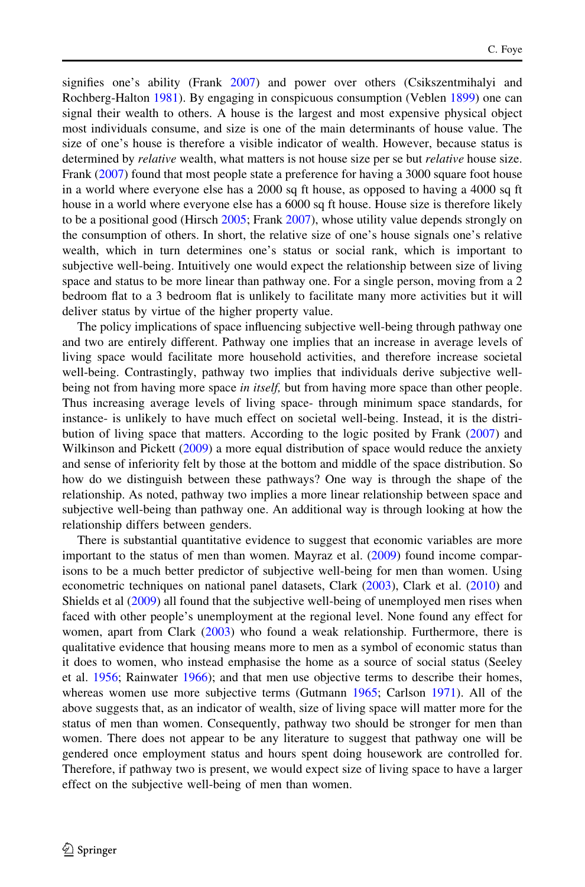signifies one's ability (Frank 2007) and power over others (Csikszentmihalyi and Rochberg-Halton 1981). By engaging in conspicuous consumption (Veblen 1899) one can signal their wealth to others. A house is the largest and most expensive physical object most individuals consume, and size is one of the main determinants of house value. The size of one's house is therefore a visible indicator of wealth. However, because status is determined by *relative* wealth, what matters is not house size per se but *relative* house size. Frank (2007) found that most people state a preference for having a 3000 square foot house in a world where everyone else has a 2000 sq ft house, as opposed to having a 4000 sq ft house in a world where everyone else has a 6000 sq ft house. House size is therefore likely to be a positional good (Hirsch 2005; Frank 2007), whose utility value depends strongly on the consumption of others. In short, the relative size of one's house signals one's relative wealth, which in turn determines one's status or social rank, which is important to subjective well-being. Intuitively one would expect the relationship between size of living space and status to be more linear than pathway one. For a single person, moving from a 2 bedroom flat to a 3 bedroom flat is unlikely to facilitate many more activities but it will deliver status by virtue of the higher property value.

The policy implications of space influencing subjective well-being through pathway one and two are entirely different. Pathway one implies that an increase in average levels of living space would facilitate more household activities, and therefore increase societal well-being. Contrastingly, pathway two implies that individuals derive subjective well-being not from having more space *in itself,* but from having more space than other people. Thus increasing average levels of living space- through minimum space standards, for instance- is unlikely to have much effect on societal well-being. Instead, it is the distribution of living space that matters. According to the logic posited by Frank (2007) and Wilkinson and Pickett (2009) a more equal distribution of space would reduce the anxiety and sense of inferiority felt by those at the bottom and middle of the space distribution. So how do we distinguish between these pathways? One way is through the shape of the relationship. As noted, pathway two implies a more linear relationship between space and subjective well-being than pathway one. An additional way is through looking at how the relationship differs between genders.

There is substantial quantitative evidence to suggest that economic variables are more important to the status of men than women. Mayraz et al. (2009) found income comparisons to be a much better predictor of subjective well-being for men than women. Using econometric techniques on national panel datasets, Clark (2003), Clark et al. (2010) and Shields et al (2009) all found that the subjective well-being of unemployed men rises when faced with other people's unemployment at the regional level. None found any effect for women, apart from Clark (2003) who found a weak relationship. Furthermore, there is qualitative evidence that housing means more to men as a symbol of economic status than it does to women, who instead emphasise the home as a source of social status (Seeley et al. 1956; Rainwater 1966); and that men use objective terms to describe their homes, whereas women use more subjective terms (Gutmann 1965; Carlson 1971). All of the above suggests that, as an indicator of wealth, size of living space will matter more for the status of men than women. Consequently, pathway two should be stronger for men than women. There does not appear to be any literature to suggest that pathway one will be gendered once employment status and hours spent doing housework are controlled for. Therefore, if pathway two is present, we would expect size of living space to have a larger effect on the subjective well-being of men than women.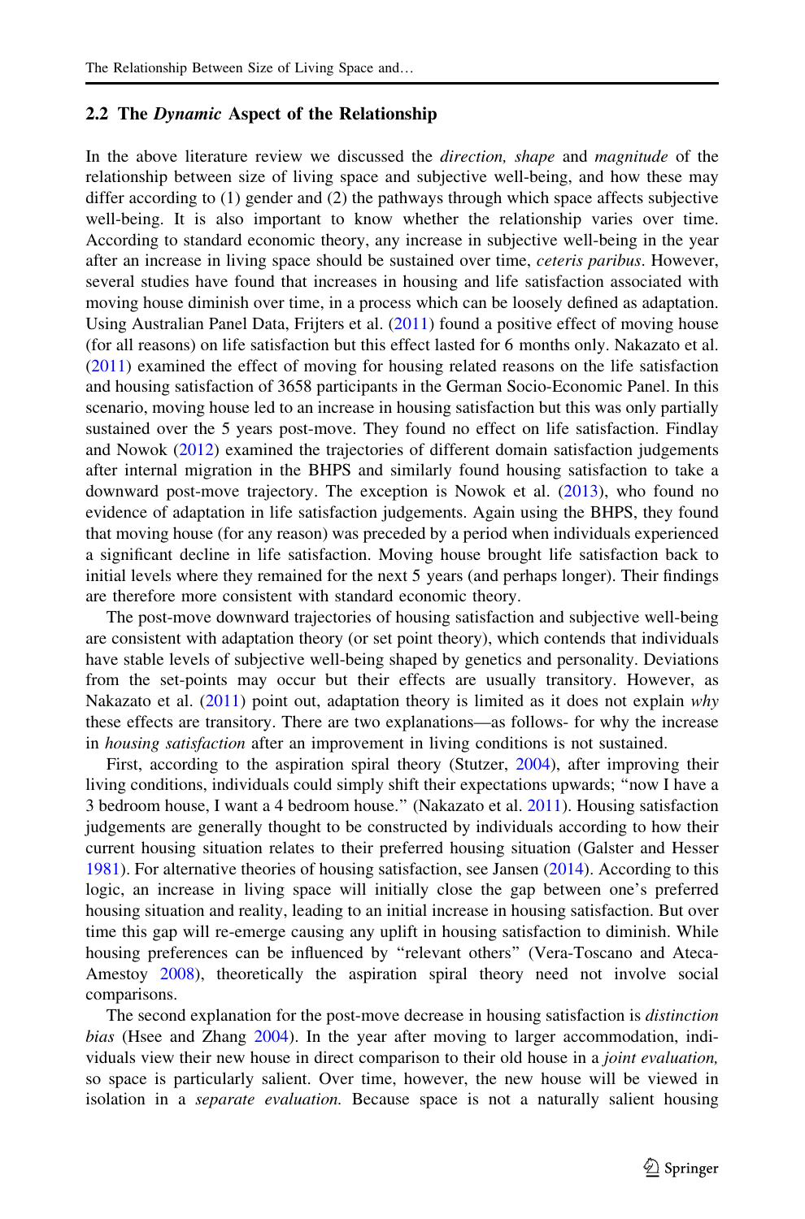### 2.2 The *Dynamic* Aspect of the Relationship

In the above literature review we discussed the *direction, shape* and *magnitude* of the relationship between size of living space and subjective well-being, and how these may differ according to (1) gender and (2) the pathways through which space affects subjective well-being. It is also important to know whether the relationship varies over time. According to standard economic theory, any increase in subjective well-being in the year after an increase in living space should be sustained over time, *ceteris paribus*. However, several studies have found that increases in housing and life satisfaction associated with moving house diminish over time, in a process which can be loosely defined as adaptation. Using Australian Panel Data, Frijters et al. (2011) found a positive effect of moving house (for all reasons) on life satisfaction but this effect lasted for 6 months only. Nakazato et al. (2011) examined the effect of moving for housing related reasons on the life satisfaction and housing satisfaction of 3658 participants in the German Socio-Economic Panel. In this scenario, moving house led to an increase in housing satisfaction but this was only partially sustained over the 5 years post-move. They found no effect on life satisfaction. Findlay and Nowok (2012) examined the trajectories of different domain satisfaction judgements after internal migration in the BHPS and similarly found housing satisfaction to take a downward post-move trajectory. The exception is Nowok et al. (2013), who found no evidence of adaptation in life satisfaction judgements. Again using the BHPS, they found that moving house (for any reason) was preceded by a period when individuals experienced a significant decline in life satisfaction. Moving house brought life satisfaction back to initial levels where they remained for the next 5 years (and perhaps longer). Their findings are therefore more consistent with standard economic theory.

The post-move downward trajectories of housing satisfaction and subjective well-being are consistent with adaptation theory (or set point theory), which contends that individuals have stable levels of subjective well-being shaped by genetics and personality. Deviations from the set-points may occur but their effects are usually transitory. However, as Nakazato et al. (2011) point out, adaptation theory is limited as it does not explain *why* these effects are transitory. There are two explanations—as follows- for why the increase in *housing satisfaction* after an improvement in living conditions is not sustained.

First, according to the aspiration spiral theory (Stutzer, 2004), after improving their living conditions, individuals could simply shift their expectations upwards; "now I have a 3 bedroom house, I want a 4 bedroom house." (Nakazato et al. 2011). Housing satisfaction judgements are generally thought to be constructed by individuals according to how their current housing situation relates to their preferred housing situation (Galster and Hesser 1981). For alternative theories of housing satisfaction, see Jansen (2014). According to this logic, an increase in living space will initially close the gap between one's preferred housing situation and reality, leading to an initial increase in housing satisfaction. But over time this gap will re-emerge causing any uplift in housing satisfaction to diminish. While housing preferences can be influenced by "relevant others" (Vera-Toscano and Ateca-Amestoy 2008), theoretically the aspiration spiral theory need not involve social comparisons.

The second explanation for the post-move decrease in housing satisfaction is *distinction bias* (Hsee and Zhang 2004). In the year after moving to larger accommodation, individuals view their new house in direct comparison to their old house in a *joint evaluation,* so space is particularly salient. Over time, however, the new house will be viewed in isolation in a *separate evaluation.* Because space is not a naturally salient housing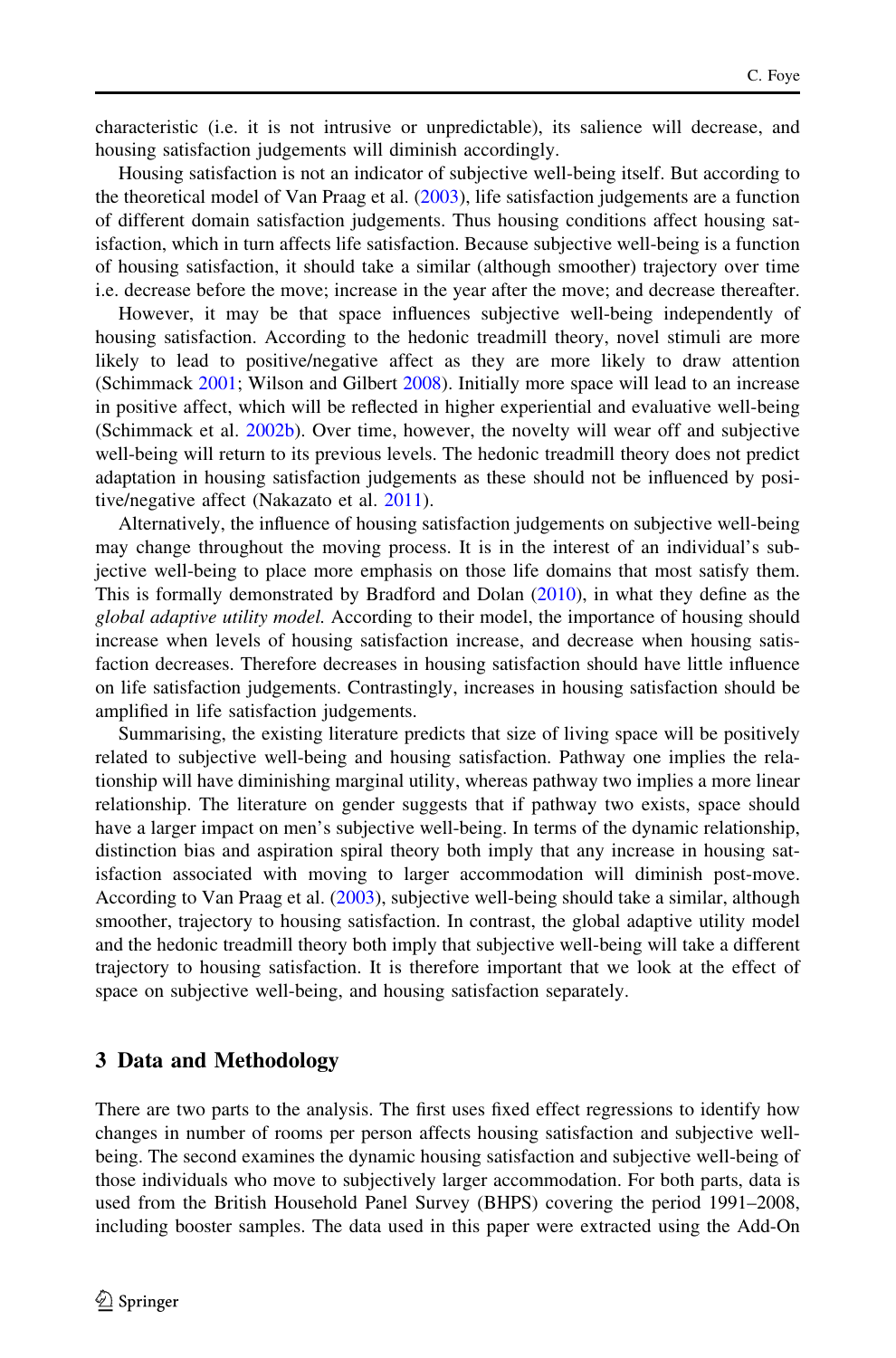characteristic (i.e. it is not intrusive or unpredictable), its salience will decrease, and housing satisfaction judgements will diminish accordingly.

Housing satisfaction is not an indicator of subjective well-being itself. But according to the theoretical model of Van Praag et al. (2003), life satisfaction judgements are a function of different domain satisfaction judgements. Thus housing conditions affect housing satisfaction, which in turn affects life satisfaction. Because subjective well-being is a function of housing satisfaction, it should take a similar (although smoother) trajectory over time i.e. decrease before the move; increase in the year after the move; and decrease thereafter.

However, it may be that space influences subjective well-being independently of housing satisfaction. According to the hedonic treadmill theory, novel stimuli are more likely to lead to positive/negative affect as they are more likely to draw attention (Schimmack 2001; Wilson and Gilbert 2008). Initially more space will lead to an increase in positive affect, which will be reflected in higher experiential and evaluative well-being (Schimmack et al. 2002b). Over time, however, the novelty will wear off and subjective well-being will return to its previous levels. The hedonic treadmill theory does not predict adaptation in housing satisfaction judgements as these should not be influenced by positive/negative affect (Nakazato et al. 2011).

Alternatively, the influence of housing satisfaction judgements on subjective well-being may change throughout the moving process. It is in the interest of an individual's subjective well-being to place more emphasis on those life domains that most satisfy them. This is formally demonstrated by Bradford and Dolan (2010), in what they define as the *global adaptive utility model.* According to their model, the importance of housing should increase when levels of housing satisfaction increase, and decrease when housing satisfaction decreases. Therefore decreases in housing satisfaction should have little influence on life satisfaction judgements. Contrastingly, increases in housing satisfaction should be amplified in life satisfaction judgements.

Summarising, the existing literature predicts that size of living space will be positively related to subjective well-being and housing satisfaction. Pathway one implies the relationship will have diminishing marginal utility, whereas pathway two implies a more linear relationship. The literature on gender suggests that if pathway two exists, space should have a larger impact on men's subjective well-being. In terms of the dynamic relationship, distinction bias and aspiration spiral theory both imply that any increase in housing satisfaction associated with moving to larger accommodation will diminish post-move. According to Van Praag et al. (2003), subjective well-being should take a similar, although smoother, trajectory to housing satisfaction. In contrast, the global adaptive utility model and the hedonic treadmill theory both imply that subjective well-being will take a different trajectory to housing satisfaction. It is therefore important that we look at the effect of space on subjective well-being, and housing satisfaction separately.

## 3 Data and Methodology

There are two parts to the analysis. The first uses fixed effect regressions to identify how changes in number of rooms per person affects housing satisfaction and subjective well-being. The second examines the dynamic housing satisfaction and subjective well-being of those individuals who move to subjectively larger accommodation. For both parts, data is used from the British Household Panel Survey (BHPS) covering the period 1991–2008, including booster samples. The data used in this paper were extracted using the Add-On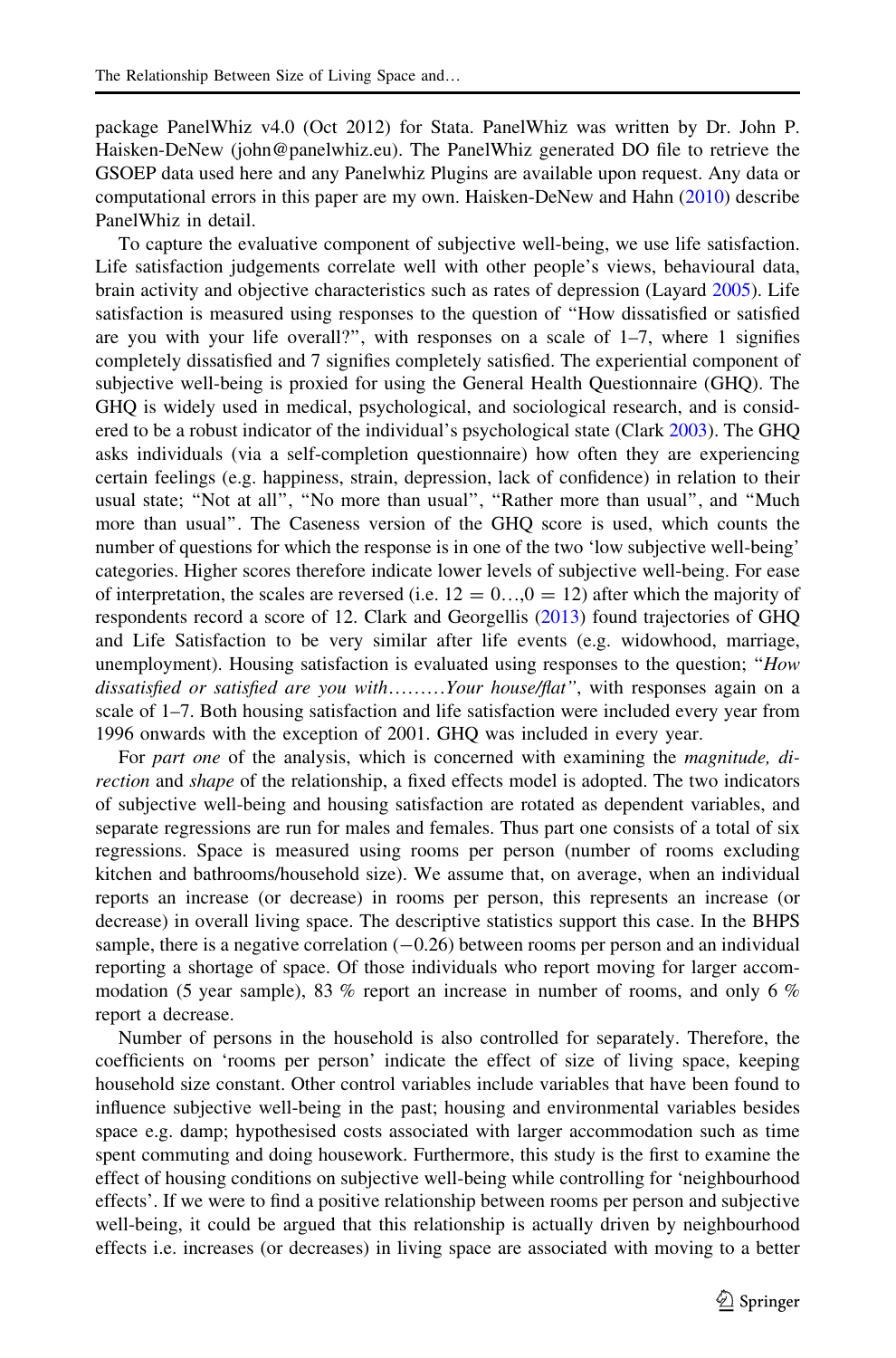package PanelWhiz v4.0 (Oct 2012) for Stata. PanelWhiz was written by Dr. John P. Haisken-DeNew (john@panelwhiz.eu). The PanelWhiz generated DO file to retrieve the GSOEP data used here and any Panelwhiz Plugins are available upon request. Any data or computational errors in this paper are my own. Haisken-DeNew and Hahn (2010) describe PanelWhiz in detail.

To capture the evaluative component of subjective well-being, we use life satisfaction. Life satisfaction judgements correlate well with other people's views, behavioural data, brain activity and objective characteristics such as rates of depression (Layard 2005). Life satisfaction is measured using responses to the question of "How dissatisfied or satisfied are you with your life overall?", with responses on a scale of 1–7, where 1 signifies completely dissatisfied and 7 signifies completely satisfied. The experiential component of subjective well-being is proxied for using the General Health Questionnaire (GHQ). The GHQ is widely used in medical, psychological, and sociological research, and is considered to be a robust indicator of the individual's psychological state (Clark 2003). The GHQ asks individuals (via a self-completion questionnaire) how often they are experiencing certain feelings (e.g. happiness, strain, depression, lack of confidence) in relation to their usual state; "Not at all", "No more than usual", "Rather more than usual", and "Much more than usual". The Caseness version of the GHQ score is used, which counts the number of questions for which the response is in one of the two 'low subjective well-being' categories. Higher scores therefore indicate lower levels of subjective well-being. For ease of interpretation, the scales are reversed (i.e. $12 = 0\ldots,0 = 12$) after which the majority of respondents record a score of 12. Clark and Georgellis (2013) found trajectories of GHQ and Life Satisfaction to be very similar after life events (e.g. widowhood, marriage, unemployment). Housing satisfaction is evaluated using responses to the question; "*How dissatisfied or satisfied are you with………Your house/flat*", with responses again on a scale of 1–7. Both housing satisfaction and life satisfaction were included every year from 1996 onwards with the exception of 2001. GHQ was included in every year.

For *part one* of the analysis, which is concerned with examining the *magnitude, direction* and *shape* of the relationship, a fixed effects model is adopted. The two indicators of subjective well-being and housing satisfaction are rotated as dependent variables, and separate regressions are run for males and females. Thus part one consists of a total of six regressions. Space is measured using rooms per person (number of rooms excluding kitchen and bathrooms/household size). We assume that, on average, when an individual reports an increase (or decrease) in rooms per person, this represents an increase (or decrease) in overall living space. The descriptive statistics support this case. In the BHPS sample, there is a negative correlation (−0.26) between rooms per person and an individual reporting a shortage of space. Of those individuals who report moving for larger accommodation (5 year sample), 83 % report an increase in number of rooms, and only 6 % report a decrease.

Number of persons in the household is also controlled for separately. Therefore, the coefficients on 'rooms per person' indicate the effect of size of living space, keeping household size constant. Other control variables include variables that have been found to influence subjective well-being in the past; housing and environmental variables besides space e.g. damp; hypothesised costs associated with larger accommodation such as time spent commuting and doing housework. Furthermore, this study is the first to examine the effect of housing conditions on subjective well-being while controlling for 'neighbourhood effects'. If we were to find a positive relationship between rooms per person and subjective well-being, it could be argued that this relationship is actually driven by neighbourhood effects i.e. increases (or decreases) in living space are associated with moving to a better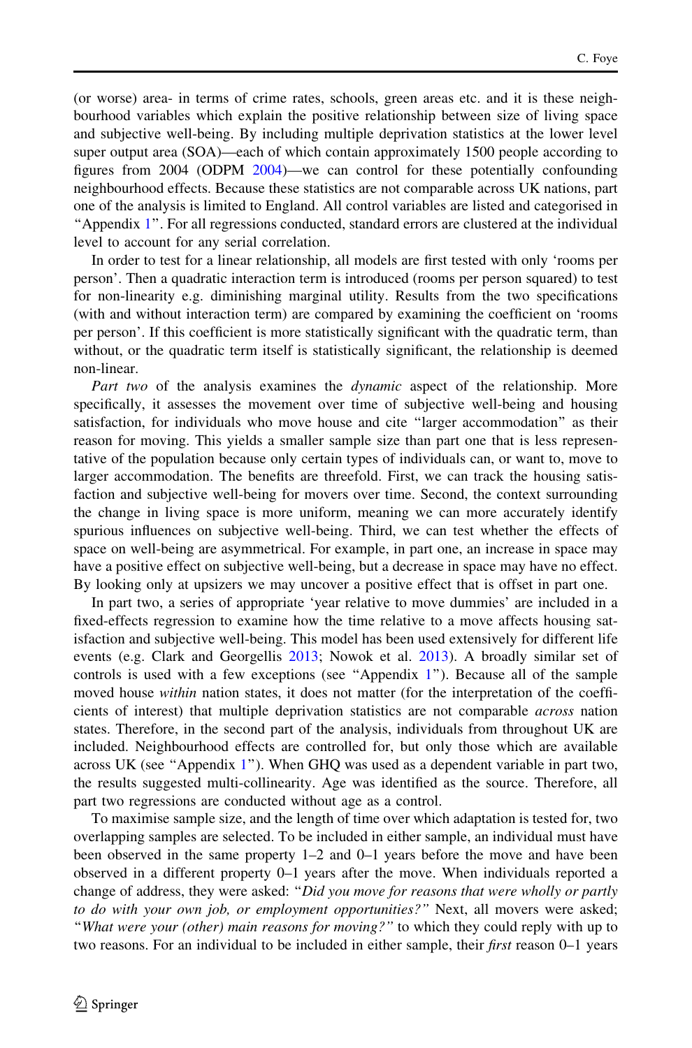(or worse) area- in terms of crime rates, schools, green areas etc. and it is these neighbourhood variables which explain the positive relationship between size of living space and subjective well-being. By including multiple deprivation statistics at the lower level super output area (SOA)—each of which contain approximately 1500 people according to figures from 2004 (ODPM 2004)—we can control for these potentially confounding neighbourhood effects. Because these statistics are not comparable across UK nations, part one of the analysis is limited to England. All control variables are listed and categorised in "Appendix 1". For all regressions conducted, standard errors are clustered at the individual level to account for any serial correlation.

In order to test for a linear relationship, all models are first tested with only 'rooms per person'. Then a quadratic interaction term is introduced (rooms per person squared) to test for non-linearity e.g. diminishing marginal utility. Results from the two specifications (with and without interaction term) are compared by examining the coefficient on 'rooms per person'. If this coefficient is more statistically significant with the quadratic term, than without, or the quadratic term itself is statistically significant, the relationship is deemed non-linear.

*Part two* of the analysis examines the *dynamic* aspect of the relationship. More specifically, it assesses the movement over time of subjective well-being and housing satisfaction, for individuals who move house and cite "larger accommodation" as their reason for moving. This yields a smaller sample size than part one that is less representative of the population because only certain types of individuals can, or want to, move to larger accommodation. The benefits are threefold. First, we can track the housing satisfaction and subjective well-being for movers over time. Second, the context surrounding the change in living space is more uniform, meaning we can more accurately identify spurious influences on subjective well-being. Third, we can test whether the effects of space on well-being are asymmetrical. For example, in part one, an increase in space may have a positive effect on subjective well-being, but a decrease in space may have no effect. By looking only at upsizers we may uncover a positive effect that is offset in part one.

In part two, a series of appropriate 'year relative to move dummies' are included in a fixed-effects regression to examine how the time relative to a move affects housing satisfaction and subjective well-being. This model has been used extensively for different life events (e.g. Clark and Georgellis 2013; Nowok et al. 2013). A broadly similar set of controls is used with a few exceptions (see "Appendix 1"). Because all of the sample moved house *within* nation states, it does not matter (for the interpretation of the coefficients of interest) that multiple deprivation statistics are not comparable *across* nation states. Therefore, in the second part of the analysis, individuals from throughout UK are included. Neighbourhood effects are controlled for, but only those which are available across UK (see "Appendix 1"). When GHQ was used as a dependent variable in part two, the results suggested multi-collinearity. Age was identified as the source. Therefore, all part two regressions are conducted without age as a control.

To maximise sample size, and the length of time over which adaptation is tested for, two overlapping samples are selected. To be included in either sample, an individual must have been observed in the same property 1–2 and 0–1 years before the move and have been observed in a different property 0–1 years after the move. When individuals reported a change of address, they were asked: "*Did you move for reasons that were wholly or partly to do with your own job, or employment opportunities?*" Next, all movers were asked; "*What were your (other) main reasons for moving?*" to which they could reply with up to two reasons. For an individual to be included in either sample, their *first* reason 0–1 years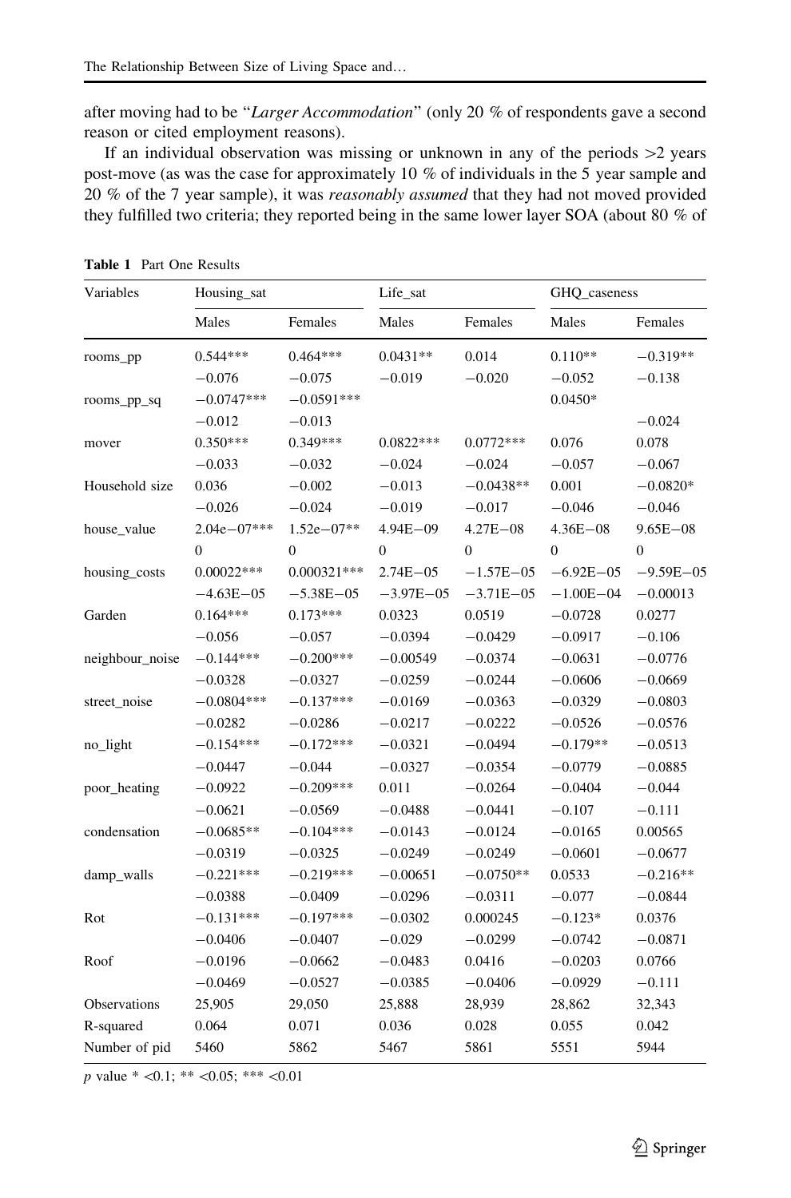after moving had to be "*Larger Accommodation*" (only 20 % of respondents gave a second reason or cited employment reasons).

If an individual observation was missing or unknown in any of the periods >2 years post-move (as was the case for approximately 10 % of individuals in the 5 year sample and 20 % of the 7 year sample), it was *reasonably assumed* that they had not moved provided they fulfilled two criteria; they reported being in the same lower layer SOA (about 80 % of

**Table 1** Part One Results

| Variables | Housing_sat | | Life_sat | | GHQ_caseness | |
|---|---|---|---|---|---|---|
| | Males | Females | Males | Females | Males | Females |
| rooms_pp | 0.544*** | 0.464*** | 0.0431** | 0.014 | 0.110** | −0.319** |
| | −0.076 | −0.075 | −0.019 | −0.020 | −0.052 | −0.138 |
| rooms_pp_sq | −0.0747*** | −0.0591*** | | | 0.0450* | |
| | −0.012 | −0.013 | | | | −0.024 |
| mover | 0.350*** | 0.349*** | 0.0822*** | 0.0772*** | 0.076 | 0.078 |
| | −0.033 | −0.032 | −0.024 | −0.024 | −0.057 | −0.067 |
| Household size | 0.036 | −0.002 | −0.013 | −0.0438** | 0.001 | −0.0820* |
| | −0.026 | −0.024 | −0.019 | −0.017 | −0.046 | −0.046 |
| house_value | 2.04e−07*** | 1.52e−07** | 4.94E−09 | 4.27E−08 | 4.36E−08 | 9.65E−08 |
| | 0 | 0 | 0 | 0 | 0 | 0 |
| housing_costs | 0.00022*** | 0.000321*** | 2.74E−05 | −1.57E−05 | −6.92E−05 | −9.59E−05 |
| | −4.63E−05 | −5.38E−05 | −3.97E−05 | −3.71E−05 | −1.00E−04 | −0.00013 |
| Garden | 0.164*** | 0.173*** | 0.0323 | 0.0519 | −0.0728 | 0.0277 |
| | −0.056 | −0.057 | −0.0394 | −0.0429 | −0.0917 | −0.106 |
| neighbour_noise | −0.144*** | −0.200*** | −0.00549 | −0.0374 | −0.0631 | −0.0776 |
| | −0.0328 | −0.0327 | −0.0259 | −0.0244 | −0.0606 | −0.0669 |
| street_noise | −0.0804*** | −0.137*** | −0.0169 | −0.0363 | −0.0329 | −0.0803 |
| | −0.0282 | −0.0286 | −0.0217 | −0.0222 | −0.0526 | −0.0576 |
| no_light | −0.154*** | −0.172*** | −0.0321 | −0.0494 | −0.179** | −0.0513 |
| | −0.0447 | −0.044 | −0.0327 | −0.0354 | −0.0779 | −0.0885 |
| poor_heating | −0.0922 | −0.209*** | 0.011 | −0.0264 | −0.0404 | −0.044 |
| | −0.0621 | −0.0569 | −0.0488 | −0.0441 | −0.107 | −0.111 |
| condensation | −0.0685** | −0.104*** | −0.0143 | −0.0124 | −0.0165 | 0.00565 |
| | −0.0319 | −0.0325 | −0.0249 | −0.0249 | −0.0601 | −0.0677 |
| damp_walls | −0.221*** | −0.219*** | −0.00651 | −0.0750** | 0.0533 | −0.216** |
| | −0.0388 | −0.0409 | −0.0296 | −0.0311 | −0.077 | −0.0844 |
| Rot | −0.131*** | −0.197*** | −0.0302 | 0.000245 | −0.123* | 0.0376 |
| | −0.0406 | −0.0407 | −0.029 | −0.0299 | −0.0742 | −0.0871 |
| Roof | −0.0196 | −0.0662 | −0.0483 | 0.0416 | −0.0203 | 0.0766 |
| | −0.0469 | −0.0527 | −0.0385 | −0.0406 | −0.0929 | −0.111 |
| Observations | 25,905 | 29,050 | 25,888 | 28,939 | 28,862 | 32,343 |
| R-squared | 0.064 | 0.071 | 0.036 | 0.028 | 0.055 | 0.042 |
| Number of pid | 5460 | 5862 | 5467 | 5861 | 5551 | 5944 |

*p* value * <0.1; ** <0.05; *** <0.01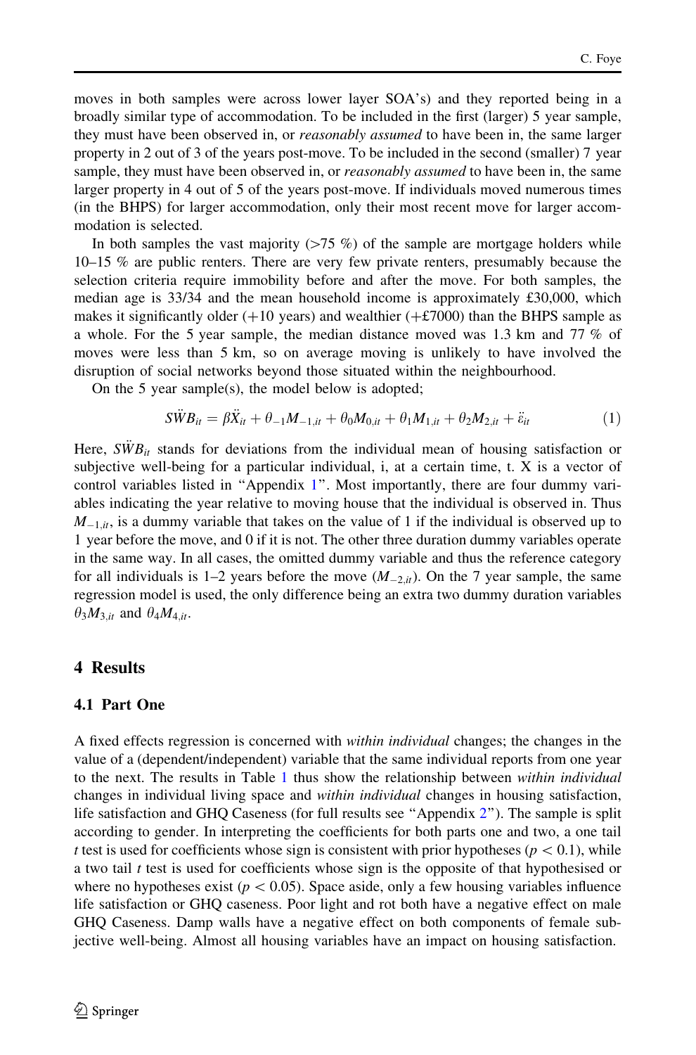moves in both samples were across lower layer SOA's) and they reported being in a broadly similar type of accommodation. To be included in the first (larger) 5 year sample, they must have been observed in, or *reasonably assumed* to have been in, the same larger property in 2 out of 3 of the years post-move. To be included in the second (smaller) 7 year sample, they must have been observed in, or *reasonably assumed* to have been in, the same larger property in 4 out of 5 of the years post-move. If individuals moved numerous times (in the BHPS) for larger accommodation, only their most recent move for larger accommodation is selected.

In both samples the vast majority (>75 %) of the sample are mortgage holders while 10–15 % are public renters. There are very few private renters, presumably because the selection criteria require immobility before and after the move. For both samples, the median age is 33/34 and the mean household income is approximately £30,000, which makes it significantly older (+10 years) and wealthier (+£7000) than the BHPS sample as a whole. For the 5 year sample, the median distance moved was 1.3 km and 77 % of moves were less than 5 km, so on average moving is unlikely to have involved the disruption of social networks beyond those situated within the neighbourhood.

On the 5 year sample(s), the model below is adopted;

$$S\ddot{W}B_{it} = \beta\ddot{X}_{it} + \theta_{-1}M_{-1,it} + \theta_0 M_{0,it} + \theta_1 M_{1,it} + \theta_2 M_{2,it} + \ddot{\varepsilon}_{it} \tag{1}$$

Here, $S\ddot{W}B_{it}$ stands for deviations from the individual mean of housing satisfaction or subjective well-being for a particular individual, i, at a certain time, t. X is a vector of control variables listed in "Appendix 1". Most importantly, there are four dummy variables indicating the year relative to moving house that the individual is observed in. Thus $M_{-1,it}$, is a dummy variable that takes on the value of 1 if the individual is observed up to 1 year before the move, and 0 if it is not. The other three duration dummy variables operate in the same way. In all cases, the omitted dummy variable and thus the reference category for all individuals is 1–2 years before the move ($M_{-2,it}$). On the 7 year sample, the same regression model is used, the only difference being an extra two dummy duration variables $\theta_3 M_{3,it}$ and $\theta_4 M_{4,it}$.

## 4 Results

### 4.1 Part One

A fixed effects regression is concerned with *within individual* changes; the changes in the value of a (dependent/independent) variable that the same individual reports from one year to the next. The results in Table 1 thus show the relationship between *within individual* changes in individual living space and *within individual* changes in housing satisfaction, life satisfaction and GHQ Caseness (for full results see "Appendix 2"). The sample is split according to gender. In interpreting the coefficients for both parts one and two, a one tail *t* test is used for coefficients whose sign is consistent with prior hypotheses ($p < 0.1$), while a two tail *t* test is used for coefficients whose sign is the opposite of that hypothesised or where no hypotheses exist ($p < 0.05$). Space aside, only a few housing variables influence life satisfaction or GHQ caseness. Poor light and rot both have a negative effect on male GHQ Caseness. Damp walls have a negative effect on both components of female subjective well-being. Almost all housing variables have an impact on housing satisfaction.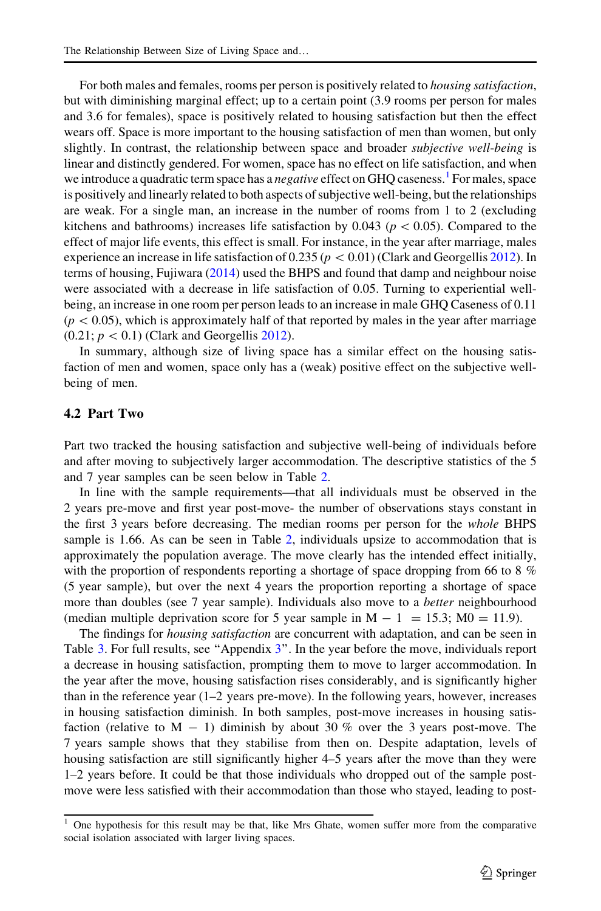For both males and females, rooms per person is positively related to *housing satisfaction*, but with diminishing marginal effect; up to a certain point (3.9 rooms per person for males and 3.6 for females), space is positively related to housing satisfaction but then the effect wears off. Space is more important to the housing satisfaction of men than women, but only slightly. In contrast, the relationship between space and broader *subjective well-being* is linear and distinctly gendered. For women, space has no effect on life satisfaction, and when we introduce a quadratic term space has a *negative* effect on GHQ caseness.[1] For males, space is positively and linearly related to both aspects of subjective well-being, but the relationships are weak. For a single man, an increase in the number of rooms from 1 to 2 (excluding kitchens and bathrooms) increases life satisfaction by 0.043 ($p < 0.05$). Compared to the effect of major life events, this effect is small. For instance, in the year after marriage, males experience an increase in life satisfaction of 0.235 ($p < 0.01$) (Clark and Georgellis 2012). In terms of housing, Fujiwara (2014) used the BHPS and found that damp and neighbour noise were associated with a decrease in life satisfaction of 0.05. Turning to experiential well-being, an increase in one room per person leads to an increase in male GHQ Caseness of 0.11 ($p < 0.05$), which is approximately half of that reported by males in the year after marriage (0.21; $p < 0.1$) (Clark and Georgellis 2012).

In summary, although size of living space has a similar effect on the housing satisfaction of men and women, space only has a (weak) positive effect on the subjective well-being of men.

### 4.2 Part Two

Part two tracked the housing satisfaction and subjective well-being of individuals before and after moving to subjectively larger accommodation. The descriptive statistics of the 5 and 7 year samples can be seen below in Table 2.

In line with the sample requirements—that all individuals must be observed in the 2 years pre-move and first year post-move- the number of observations stays constant in the first 3 years before decreasing. The median rooms per person for the *whole* BHPS sample is 1.66. As can be seen in Table 2, individuals upsize to accommodation that is approximately the population average. The move clearly has the intended effect initially, with the proportion of respondents reporting a shortage of space dropping from 66 to 8 % (5 year sample), but over the next 4 years the proportion reporting a shortage of space more than doubles (see 7 year sample). Individuals also move to a *better* neighbourhood (median multiple deprivation score for 5 year sample in M − 1 = 15.3; M0 = 11.9).

The findings for *housing satisfaction* are concurrent with adaptation, and can be seen in Table 3. For full results, see "Appendix 3". In the year before the move, individuals report a decrease in housing satisfaction, prompting them to move to larger accommodation. In the year after the move, housing satisfaction rises considerably, and is significantly higher than in the reference year (1–2 years pre-move). In the following years, however, increases in housing satisfaction diminish. In both samples, post-move increases in housing satisfaction (relative to M − 1) diminish by about 30 % over the 3 years post-move. The 7 years sample shows that they stabilise from then on. Despite adaptation, levels of housing satisfaction are still significantly higher 4–5 years after the move than they were 1–2 years before. It could be that those individuals who dropped out of the sample post-move were less satisfied with their accommodation than those who stayed, leading to post-

[1] One hypothesis for this result may be that, like Mrs Ghate, women suffer more from the comparative social isolation associated with larger living spaces.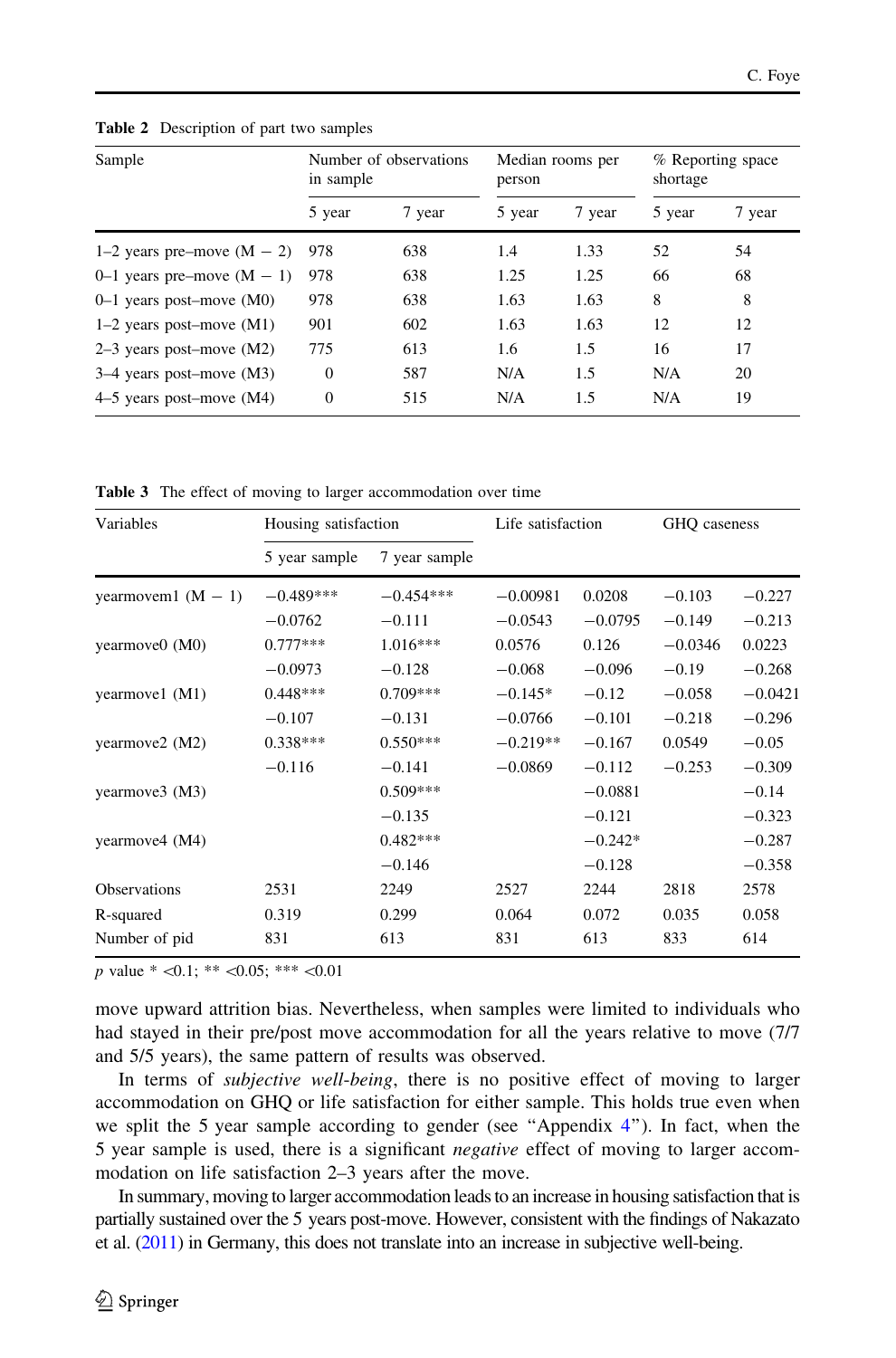**Table 2** Description of part two samples

| Sample | Number of observations in sample | | Median rooms per person | | % Reporting space shortage | |
|---|---|---|---|---|---|---|
| | 5 year | 7 year | 5 year | 7 year | 5 year | 7 year |
| 1–2 years pre–move (M − 2) | 978 | 638 | 1.4 | 1.33 | 52 | 54 |
| 0–1 years pre–move (M − 1) | 978 | 638 | 1.25 | 1.25 | 66 | 68 |
| 0–1 years post–move (M0) | 978 | 638 | 1.63 | 1.63 | 8 | 8 |
| 1–2 years post–move (M1) | 901 | 602 | 1.63 | 1.63 | 12 | 12 |
| 2–3 years post–move (M2) | 775 | 613 | 1.6 | 1.5 | 16 | 17 |
| 3–4 years post–move (M3) | 0 | 587 | N/A | 1.5 | N/A | 20 |
| 4–5 years post–move (M4) | 0 | 515 | N/A | 1.5 | N/A | 19 |

**Table 3** The effect of moving to larger accommodation over time

| Variables | Housing satisfaction | | Life satisfaction | | GHQ caseness | |
|---|---|---|---|---|---|---|
| | 5 year sample | 7 year sample | | | | |
| yearmovem1 (M − 1) | −0.489*** | −0.454*** | −0.00981 | 0.0208 | −0.103 | −0.227 |
| | −0.0762 | −0.111 | −0.0543 | −0.0795 | −0.149 | −0.213 |
| yearmove0 (M0) | 0.777*** | 1.016*** | 0.0576 | 0.126 | −0.0346 | 0.0223 |
| | −0.0973 | −0.128 | −0.068 | −0.096 | −0.19 | −0.268 |
| yearmove1 (M1) | 0.448*** | 0.709*** | −0.145* | −0.12 | −0.058 | −0.0421 |
| | −0.107 | −0.131 | −0.0766 | −0.101 | −0.218 | −0.296 |
| yearmove2 (M2) | 0.338*** | 0.550*** | −0.219** | −0.167 | 0.0549 | −0.05 |
| | −0.116 | −0.141 | −0.0869 | −0.112 | −0.253 | −0.309 |
| yearmove3 (M3) | | 0.509*** | | −0.0881 | | −0.14 |
| | | −0.135 | | −0.121 | | −0.323 |
| yearmove4 (M4) | | 0.482*** | | −0.242* | | −0.287 |
| | | −0.146 | | −0.128 | | −0.358 |
| Observations | 2531 | 2249 | 2527 | 2244 | 2818 | 2578 |
| R-squared | 0.319 | 0.299 | 0.064 | 0.072 | 0.035 | 0.058 |
| Number of pid | 831 | 613 | 831 | 613 | 833 | 614 |

*p* value * <0.1; ** <0.05; *** <0.01

move upward attrition bias. Nevertheless, when samples were limited to individuals who had stayed in their pre/post move accommodation for all the years relative to move (7/7 and 5/5 years), the same pattern of results was observed.

In terms of *subjective well-being*, there is no positive effect of moving to larger accommodation on GHQ or life satisfaction for either sample. This holds true even when we split the 5 year sample according to gender (see "Appendix 4"). In fact, when the 5 year sample is used, there is a significant *negative* effect of moving to larger accommodation on life satisfaction 2–3 years after the move.

In summary, moving to larger accommodation leads to an increase in housing satisfaction that is partially sustained over the 5 years post-move. However, consistent with the findings of Nakazato et al. (2011) in Germany, this does not translate into an increase in subjective well-being.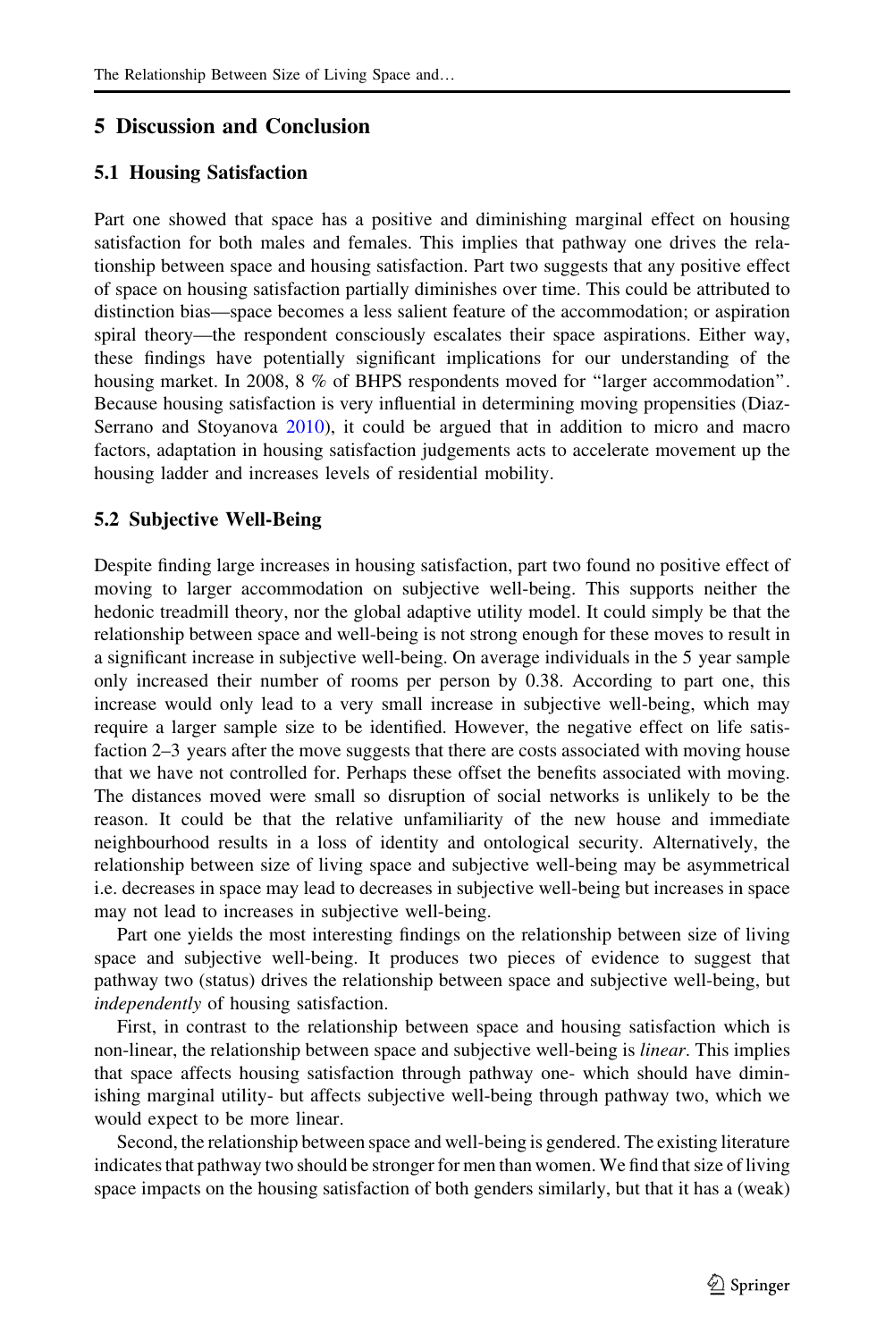## 5 Discussion and Conclusion

### 5.1 Housing Satisfaction

Part one showed that space has a positive and diminishing marginal effect on housing satisfaction for both males and females. This implies that pathway one drives the relationship between space and housing satisfaction. Part two suggests that any positive effect of space on housing satisfaction partially diminishes over time. This could be attributed to distinction bias—space becomes a less salient feature of the accommodation; or aspiration spiral theory—the respondent consciously escalates their space aspirations. Either way, these findings have potentially significant implications for our understanding of the housing market. In 2008, 8 % of BHPS respondents moved for "larger accommodation". Because housing satisfaction is very influential in determining moving propensities (Diaz-Serrano and Stoyanova 2010), it could be argued that in addition to micro and macro factors, adaptation in housing satisfaction judgements acts to accelerate movement up the housing ladder and increases levels of residential mobility.

### 5.2 Subjective Well-Being

Despite finding large increases in housing satisfaction, part two found no positive effect of moving to larger accommodation on subjective well-being. This supports neither the hedonic treadmill theory, nor the global adaptive utility model. It could simply be that the relationship between space and well-being is not strong enough for these moves to result in a significant increase in subjective well-being. On average individuals in the 5 year sample only increased their number of rooms per person by 0.38. According to part one, this increase would only lead to a very small increase in subjective well-being, which may require a larger sample size to be identified. However, the negative effect on life satisfaction 2–3 years after the move suggests that there are costs associated with moving house that we have not controlled for. Perhaps these offset the benefits associated with moving. The distances moved were small so disruption of social networks is unlikely to be the reason. It could be that the relative unfamiliarity of the new house and immediate neighbourhood results in a loss of identity and ontological security. Alternatively, the relationship between size of living space and subjective well-being may be asymmetrical i.e. decreases in space may lead to decreases in subjective well-being but increases in space may not lead to increases in subjective well-being.

Part one yields the most interesting findings on the relationship between size of living space and subjective well-being. It produces two pieces of evidence to suggest that pathway two (status) drives the relationship between space and subjective well-being, but *independently* of housing satisfaction.

First, in contrast to the relationship between space and housing satisfaction which is non-linear, the relationship between space and subjective well-being is *linear*. This implies that space affects housing satisfaction through pathway one- which should have diminishing marginal utility- but affects subjective well-being through pathway two, which we would expect to be more linear.

Second, the relationship between space and well-being is gendered. The existing literature indicates that pathway two should be stronger for men than women. We find that size of living space impacts on the housing satisfaction of both genders similarly, but that it has a (weak)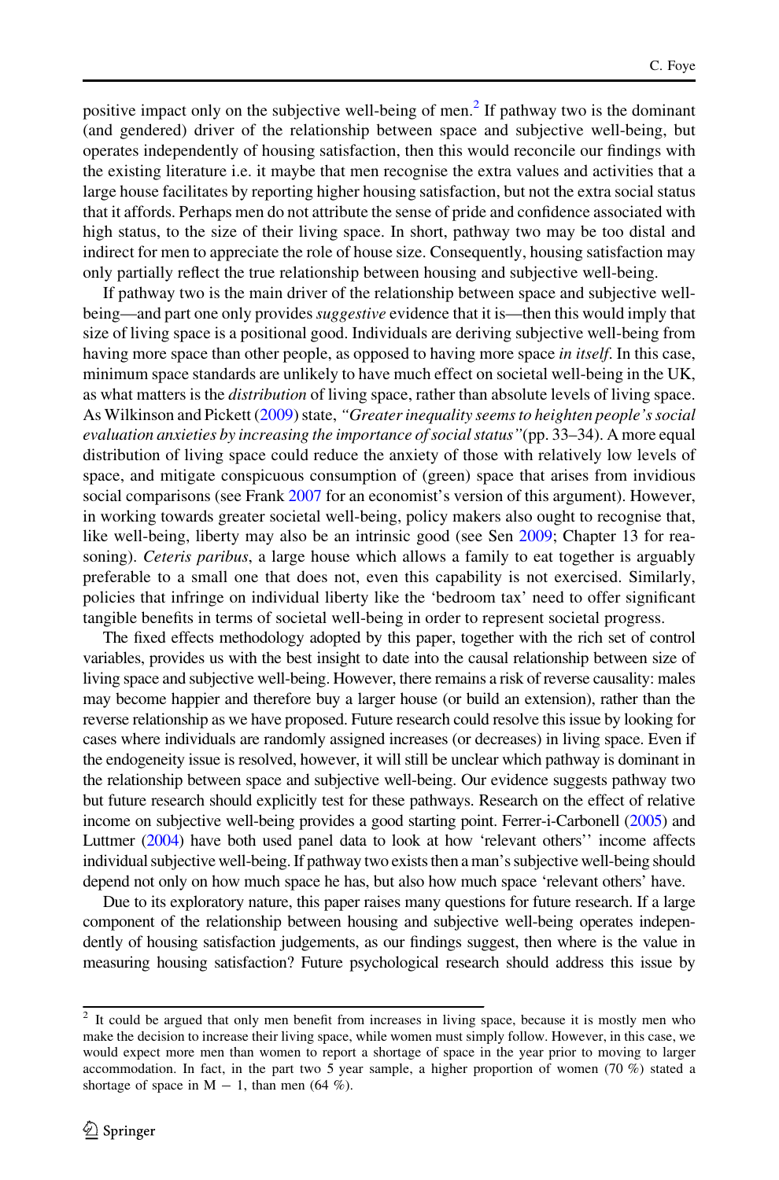positive impact only on the subjective well-being of men.[2] If pathway two is the dominant (and gendered) driver of the relationship between space and subjective well-being, but operates independently of housing satisfaction, then this would reconcile our findings with the existing literature i.e. it maybe that men recognise the extra values and activities that a large house facilitates by reporting higher housing satisfaction, but not the extra social status that it affords. Perhaps men do not attribute the sense of pride and confidence associated with high status, to the size of their living space. In short, pathway two may be too distal and indirect for men to appreciate the role of house size. Consequently, housing satisfaction may only partially reflect the true relationship between housing and subjective well-being.

If pathway two is the main driver of the relationship between space and subjective well-being—and part one only provides *suggestive* evidence that it is—then this would imply that size of living space is a positional good. Individuals are deriving subjective well-being from having more space than other people, as opposed to having more space *in itself*. In this case, minimum space standards are unlikely to have much effect on societal well-being in the UK, as what matters is the *distribution* of living space, rather than absolute levels of living space. As Wilkinson and Pickett (2009) state, *"Greater inequality seems to heighten people's social evaluation anxieties by increasing the importance of social status"*(pp. 33–34). A more equal distribution of living space could reduce the anxiety of those with relatively low levels of space, and mitigate conspicuous consumption of (green) space that arises from invidious social comparisons (see Frank 2007 for an economist's version of this argument). However, in working towards greater societal well-being, policy makers also ought to recognise that, like well-being, liberty may also be an intrinsic good (see Sen 2009; Chapter 13 for reasoning). *Ceteris paribus*, a large house which allows a family to eat together is arguably preferable to a small one that does not, even this capability is not exercised. Similarly, policies that infringe on individual liberty like the 'bedroom tax' need to offer significant tangible benefits in terms of societal well-being in order to represent societal progress.

The fixed effects methodology adopted by this paper, together with the rich set of control variables, provides us with the best insight to date into the causal relationship between size of living space and subjective well-being. However, there remains a risk of reverse causality: males may become happier and therefore buy a larger house (or build an extension), rather than the reverse relationship as we have proposed. Future research could resolve this issue by looking for cases where individuals are randomly assigned increases (or decreases) in living space. Even if the endogeneity issue is resolved, however, it will still be unclear which pathway is dominant in the relationship between space and subjective well-being. Our evidence suggests pathway two but future research should explicitly test for these pathways. Research on the effect of relative income on subjective well-being provides a good starting point. Ferrer-i-Carbonell (2005) and Luttmer (2004) have both used panel data to look at how 'relevant others'' income affects individual subjective well-being. If pathway two exists then a man's subjective well-being should depend not only on how much space he has, but also how much space 'relevant others' have.

Due to its exploratory nature, this paper raises many questions for future research. If a large component of the relationship between housing and subjective well-being operates independently of housing satisfaction judgements, as our findings suggest, then where is the value in measuring housing satisfaction? Future psychological research should address this issue by

[2] It could be argued that only men benefit from increases in living space, because it is mostly men who make the decision to increase their living space, while women must simply follow. However, in this case, we would expect more men than women to report a shortage of space in the year prior to moving to larger accommodation. In fact, in the part two 5 year sample, a higher proportion of women (70 %) stated a shortage of space in M − 1, than men (64 %).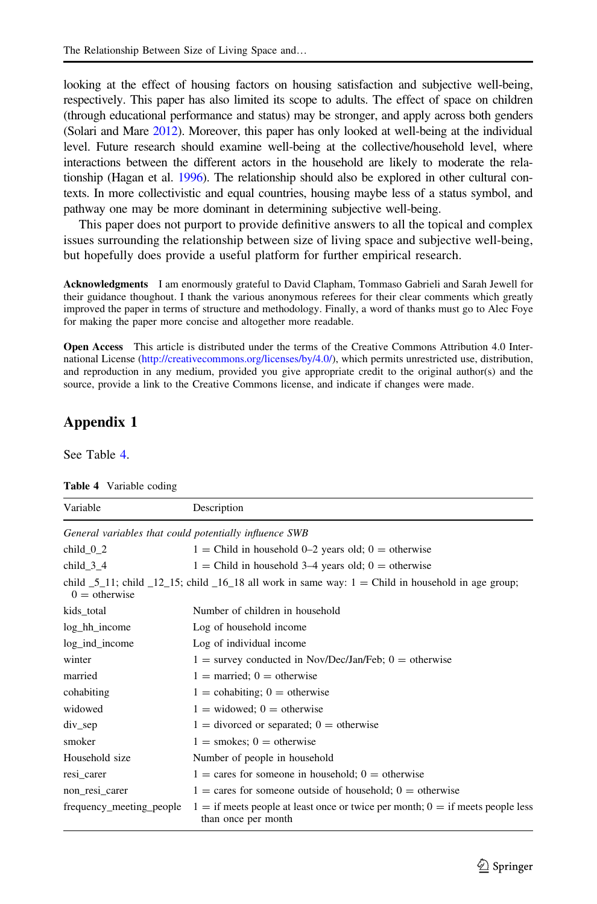looking at the effect of housing factors on housing satisfaction and subjective well-being, respectively. This paper has also limited its scope to adults. The effect of space on children (through educational performance and status) may be stronger, and apply across both genders (Solari and Mare 2012). Moreover, this paper has only looked at well-being at the individual level. Future research should examine well-being at the collective/household level, where interactions between the different actors in the household are likely to moderate the relationship (Hagan et al. 1996). The relationship should also be explored in other cultural contexts. In more collectivistic and equal countries, housing maybe less of a status symbol, and pathway one may be more dominant in determining subjective well-being.

This paper does not purport to provide definitive answers to all the topical and complex issues surrounding the relationship between size of living space and subjective well-being, but hopefully does provide a useful platform for further empirical research.

**Acknowledgments** I am enormously grateful to David Clapham, Tommaso Gabrieli and Sarah Jewell for their guidance thoughout. I thank the various anonymous referees for their clear comments which greatly improved the paper in terms of structure and methodology. Finally, a word of thanks must go to Alec Foye for making the paper more concise and altogether more readable.

**Open Access** This article is distributed under the terms of the Creative Commons Attribution 4.0 International License (http://creativecommons.org/licenses/by/4.0/), which permits unrestricted use, distribution, and reproduction in any medium, provided you give appropriate credit to the original author(s) and the source, provide a link to the Creative Commons license, and indicate if changes were made.

## Appendix 1

See Table 4.

**Table 4** Variable coding

| Variable | Description |
|---|---|
| *General variables that could potentially influence SWB* | |
| child_0_2 | 1 = Child in household 0–2 years old; 0 = otherwise |
| child_3_4 | 1 = Child in household 3–4 years old; 0 = otherwise |
| child _5_11; child _12_15; child _16_18 all work in same way: 1 = Child in household in age group; 0 = otherwise | |
| kids_total | Number of children in household |
| log_hh_income | Log of household income |
| log_ind_income | Log of individual income |
| winter | 1 = survey conducted in Nov/Dec/Jan/Feb; 0 = otherwise |
| married | 1 = married; 0 = otherwise |
| cohabiting | 1 = cohabiting; 0 = otherwise |
| widowed | 1 = widowed; 0 = otherwise |
| div_sep | 1 = divorced or separated; 0 = otherwise |
| smoker | 1 = smokes; 0 = otherwise |
| Household size | Number of people in household |
| resi_carer | 1 = cares for someone in household; 0 = otherwise |
| non_resi_carer | 1 = cares for someone outside of household; 0 = otherwise |
| frequency_meeting_people | 1 = if meets people at least once or twice per month; 0 = if meets people less than once per month |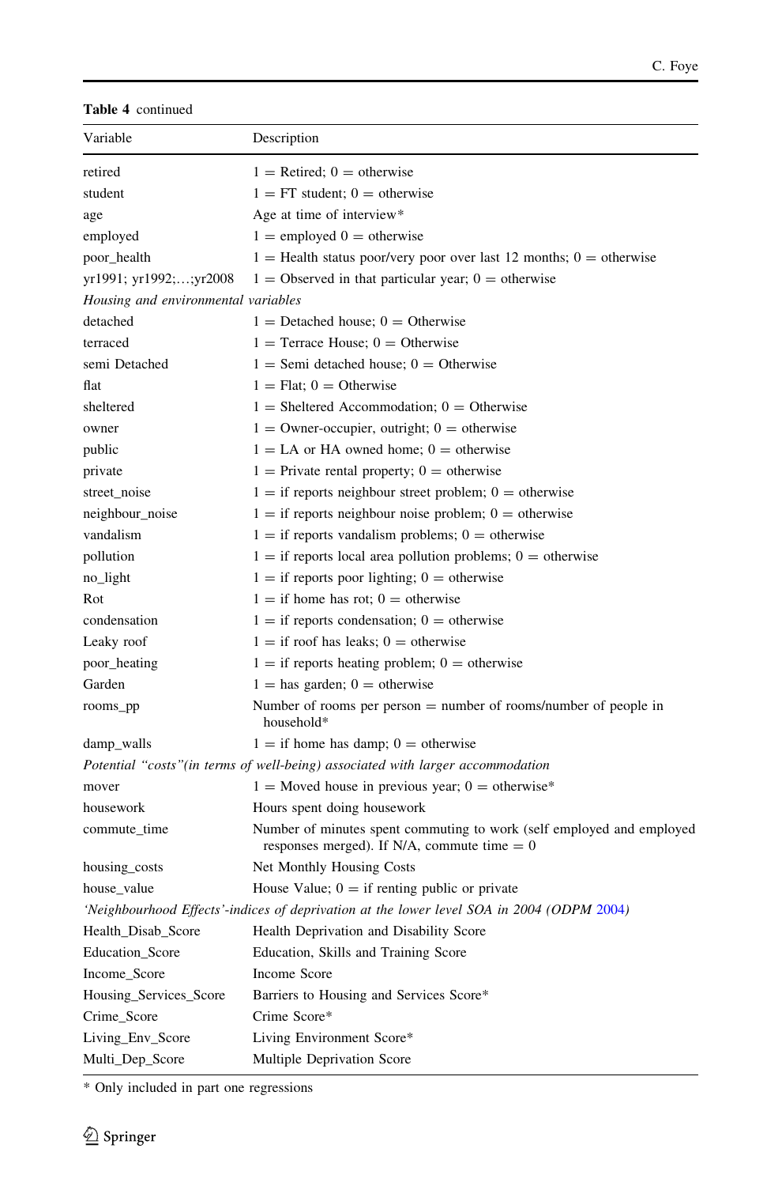**Table 4** continued

| Variable | Description |
|---|---|
| retired | 1 = Retired; 0 = otherwise |
| student | 1 = FT student; 0 = otherwise |
| age | Age at time of interview* |
| employed | 1 = employed 0 = otherwise |
| poor_health | 1 = Health status poor/very poor over last 12 months; 0 = otherwise |
| yr1991; yr1992;…;yr2008 | 1 = Observed in that particular year; 0 = otherwise |
| *Housing and environmental variables* | |
| detached | 1 = Detached house; 0 = Otherwise |
| terraced | 1 = Terrace House; 0 = Otherwise |
| semi Detached | 1 = Semi detached house; 0 = Otherwise |
| flat | 1 = Flat; 0 = Otherwise |
| sheltered | 1 = Sheltered Accommodation; 0 = Otherwise |
| owner | 1 = Owner-occupier, outright; 0 = otherwise |
| public | 1 = LA or HA owned home; 0 = otherwise |
| private | 1 = Private rental property; 0 = otherwise |
| street_noise | 1 = if reports neighbour street problem; 0 = otherwise |
| neighbour_noise | 1 = if reports neighbour noise problem; 0 = otherwise |
| vandalism | 1 = if reports vandalism problems; 0 = otherwise |
| pollution | 1 = if reports local area pollution problems; 0 = otherwise |
| no_light | 1 = if reports poor lighting; 0 = otherwise |
| Rot | 1 = if home has rot; 0 = otherwise |
| condensation | 1 = if reports condensation; 0 = otherwise |
| Leaky roof | 1 = if roof has leaks; 0 = otherwise |
| poor_heating | 1 = if reports heating problem; 0 = otherwise |
| Garden | 1 = has garden; 0 = otherwise |
| rooms_pp | Number of rooms per person = number of rooms/number of people in household* |
| damp_walls | 1 = if home has damp; 0 = otherwise |
| *Potential "costs"(in terms of well-being) associated with larger accommodation* | |
| mover | 1 = Moved house in previous year; 0 = otherwise* |
| housework | Hours spent doing housework |
| commute_time | Number of minutes spent commuting to work (self employed and employed responses merged). If N/A, commute time = 0 |
| housing_costs | Net Monthly Housing Costs |
| house_value | House Value; 0 = if renting public or private |
| *'Neighbourhood Effects'-indices of deprivation at the lower level SOA in 2004 (ODPM 2004)* | |
| Health_Disab_Score | Health Deprivation and Disability Score |
| Education_Score | Education, Skills and Training Score |
| Income_Score | Income Score |
| Housing_Services_Score | Barriers to Housing and Services Score* |
| Crime_Score | Crime Score* |
| Living_Env_Score | Living Environment Score* |
| Multi_Dep_Score | Multiple Deprivation Score |

* Only included in part one regressions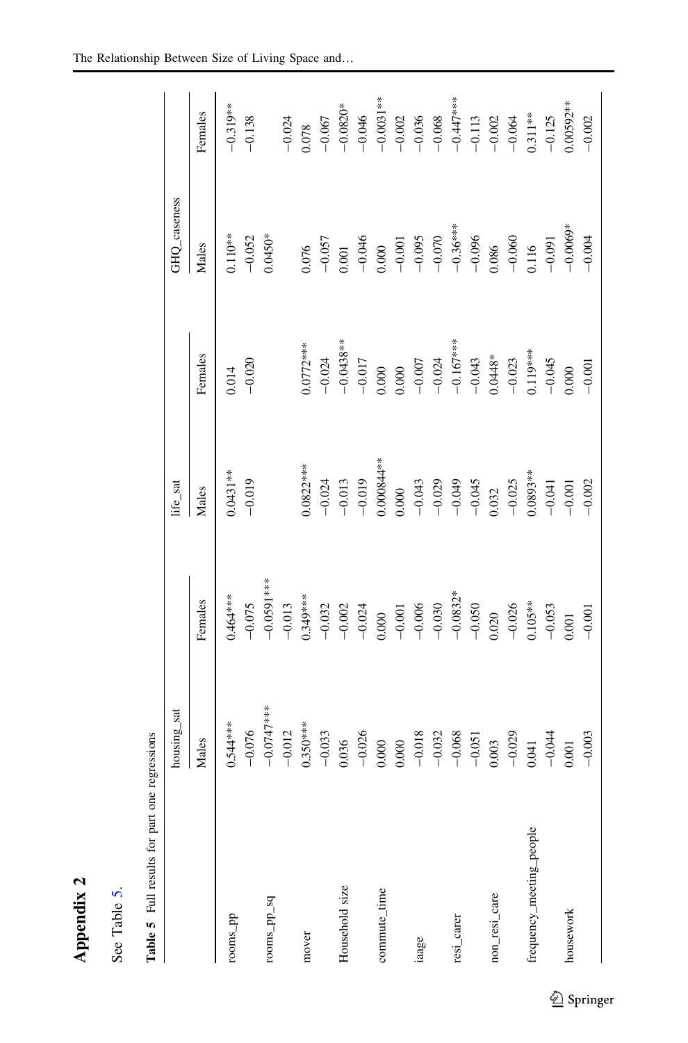# Appendix 2

See Table 5.

**Table 5** Full results for part one regressions

| | housing_sat | | life_sat | | GHQ_caseness | |
|---|---|---|---|---|---|---|
| | Males | Females | Males | Females | Males | Females |
| rooms_pp | 0.544*** | 0.464*** | 0.0431** | 0.014 | 0.110** | −0.319** |
| | −0.076 | −0.075 | −0.019 | −0.020 | −0.052 | −0.138 |
| rooms_pp_sq | −0.0747*** | −0.0591*** | | | 0.0450* | |
| | −0.012 | −0.013 | | | | −0.024 |
| mover | 0.350*** | 0.349*** | 0.0822*** | 0.0772*** | 0.076 | 0.078 |
| | −0.033 | −0.032 | −0.024 | −0.024 | −0.057 | −0.067 |
| Household size | 0.036 | −0.002 | −0.013 | −0.0438** | 0.001 | −0.0820* |
| | −0.026 | −0.024 | −0.019 | −0.017 | −0.046 | −0.046 |
| commute_time | 0.000 | 0.000 | 0.000844** | 0.000 | 0.000 | −0.0031** |
| | 0.000 | −0.001 | 0.000 | 0.000 | −0.001 | −0.002 |
| iaage | −0.018 | −0.006 | −0.043 | −0.007 | −0.095 | −0.036 |
| | −0.032 | −0.030 | −0.029 | −0.024 | −0.070 | −0.068 |
| resi_carer | −0.068 | −0.0832* | −0.049 | −0.167*** | −0.36*** | −0.447*** |
| | −0.051 | −0.050 | −0.045 | −0.043 | −0.096 | −0.113 |
| non_resi_care | 0.003 | 0.020 | 0.032 | 0.0448* | 0.086 | −0.002 |
| | −0.029 | −0.026 | −0.025 | −0.023 | −0.060 | −0.064 |
| frequency_meeting_people | 0.041 | 0.105** | 0.0893** | 0.119*** | 0.116 | 0.311** |
| | −0.044 | −0.053 | −0.041 | −0.045 | −0.091 | −0.125 |
| housework | 0.001 | 0.001 | −0.001 | 0.000 | −0.0069* | 0.00592** |
| | −0.003 | −0.001 | −0.002 | −0.001 | −0.004 | −0.002 |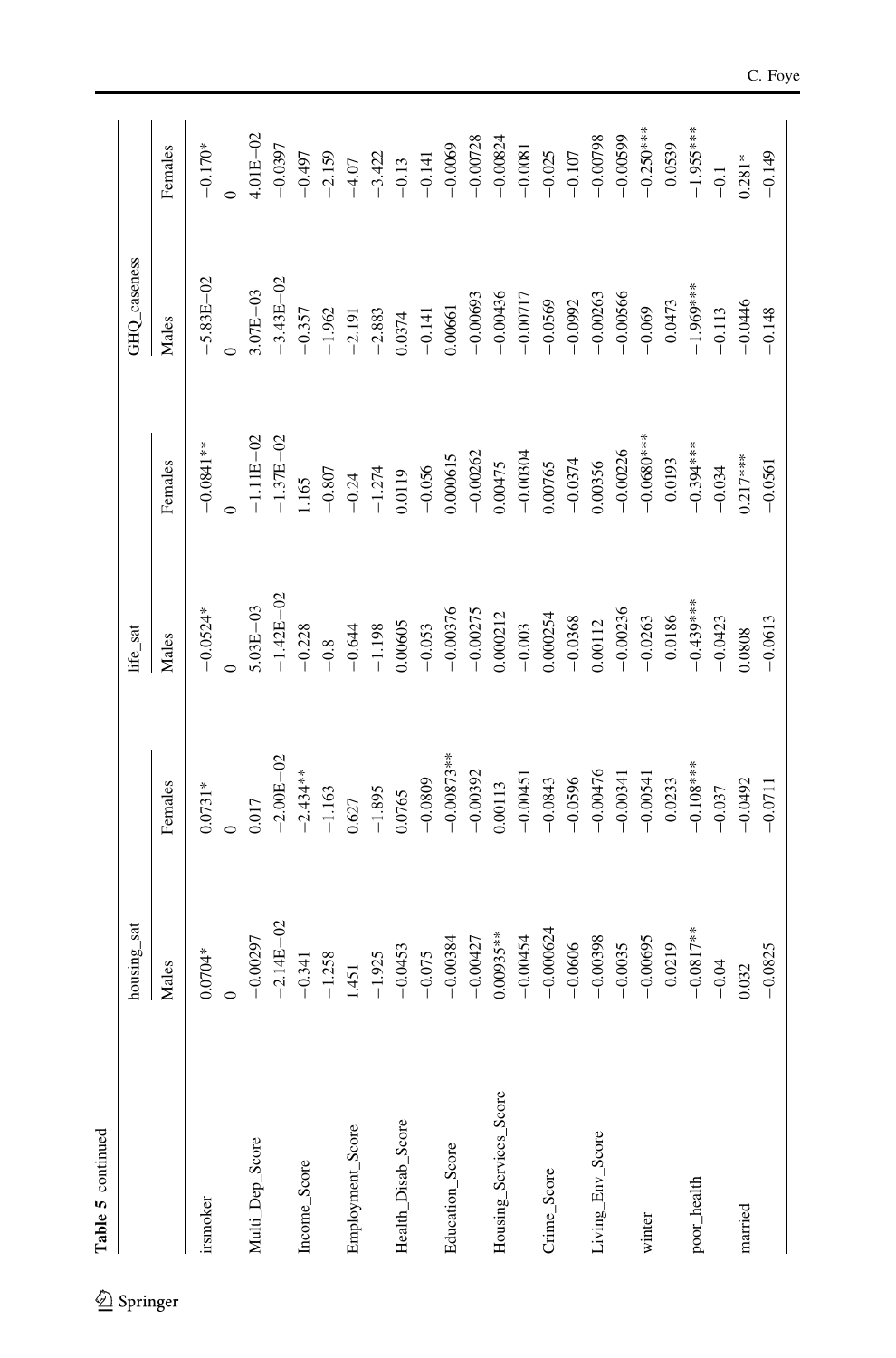Table 5 continued

| | housing_sat | | life_sat | | GHQ_caseness | |
|---|---|---|---|---|---|---|
| | Males | Females | Males | Females | Males | Females |
| irsmoker | 0.0704* | 0.0731* | −0.0524* | −0.0841** | −5.83E−02 | −0.170* |
| | 0 | 0 | 0 | 0 | 0 | 0 |
| Multi_Dep_Score | −0.00297 | 0.017 | 5.03E−03 | −1.11E−02 | 3.07E−03 | 4.01E−02 |
| | −2.14E−02 | −2.00E−02 | −1.42E−02 | −1.37E−02 | −3.43E−02 | −0.0397 |
| Income_Score | −0.341 | −2.434** | −0.228 | 1.165 | −0.357 | −0.497 |
| | −1.258 | −1.163 | −0.8 | −0.807 | −1.962 | −2.159 |
| Employment_Score | 1.451 | 0.627 | −0.644 | −0.24 | −2.191 | −4.07 |
| | −1.925 | −1.895 | −1.198 | −1.274 | −2.883 | −3.422 |
| Health_Disab_Score | −0.0453 | 0.0765 | 0.00605 | 0.0119 | 0.0374 | −0.13 |
| | −0.075 | −0.0809 | −0.053 | −0.056 | −0.141 | −0.141 |
| Education_Score | −0.00384 | −0.00873** | −0.00376 | 0.000615 | 0.00661 | −0.0069 |
| | −0.00427 | −0.00392 | −0.00275 | −0.00262 | −0.00693 | −0.00728 |
| Housing_Services_Score | 0.00935** | 0.00113 | 0.000212 | 0.00475 | −0.00436 | −0.00824 |
| | −0.00454 | −0.00451 | −0.003 | −0.00304 | −0.00717 | −0.0081 |
| Crime_Score | −0.000624 | −0.0843 | 0.000254 | 0.00765 | −0.0569 | −0.025 |
| | −0.0606 | −0.0596 | −0.0368 | −0.0374 | −0.0992 | −0.107 |
| Living_Env_Score | −0.00398 | −0.00476 | 0.00112 | 0.00356 | −0.00263 | −0.00798 |
| | −0.0035 | −0.00341 | −0.00236 | −0.00226 | −0.00566 | −0.00599 |
| winter | −0.00695 | −0.00541 | −0.0263 | −0.0680*** | −0.069 | −0.250*** |
| | −0.0219 | −0.0233 | −0.0186 | −0.0193 | −0.0473 | −0.0539 |
| poor_health | −0.0817** | −0.108*** | −0.439*** | −0.394*** | −1.969*** | −1.955*** |
| | −0.04 | −0.037 | −0.0423 | −0.034 | −0.113 | −0.1 |
| married | 0.032 | −0.0492 | 0.0808 | 0.217*** | −0.0446 | 0.281* |
| | −0.0825 | −0.0711 | −0.0613 | −0.0561 | −0.148 | −0.149 |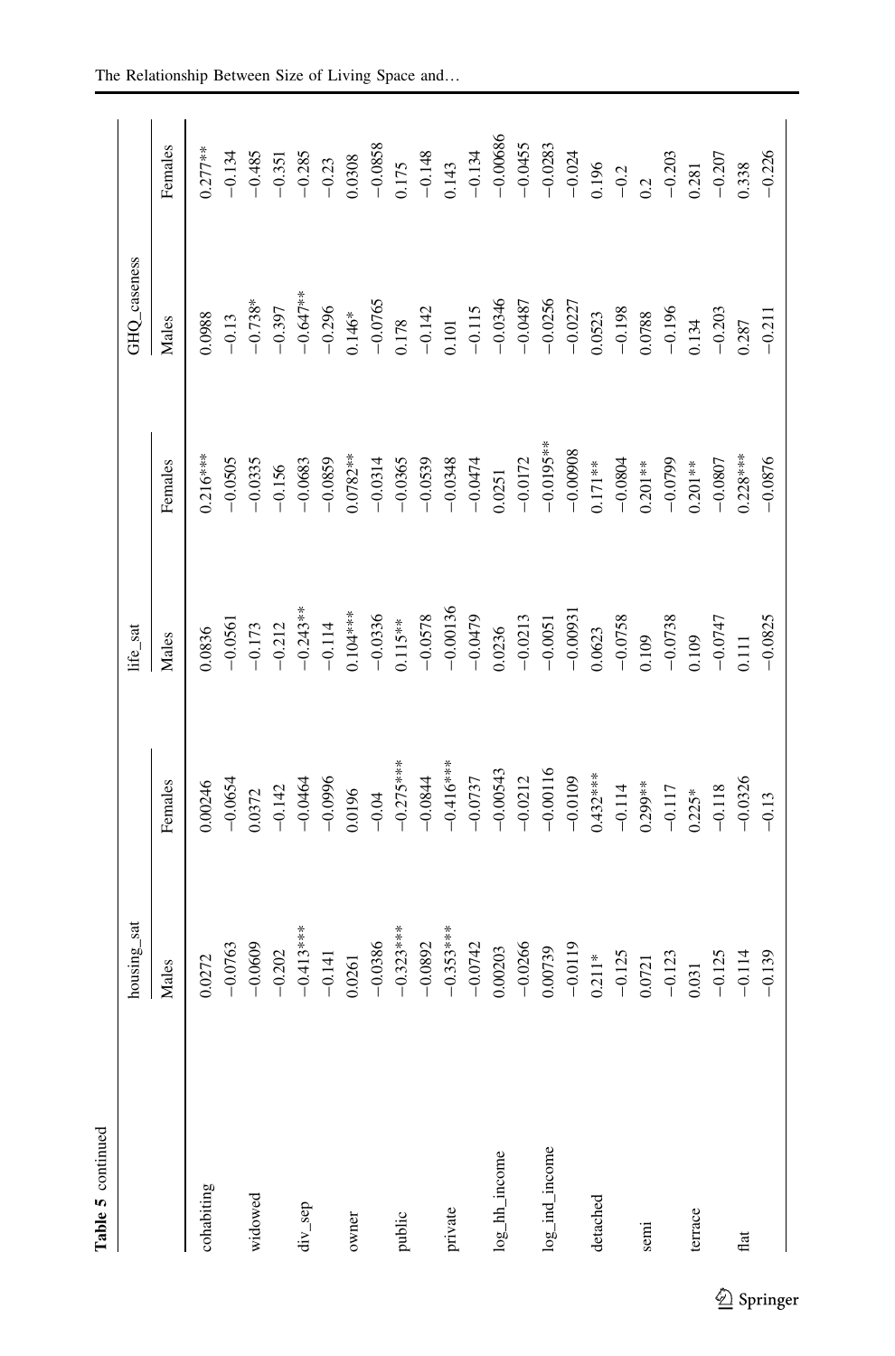**Table 5** continued

| | housing_sat | | life_sat | | GHQ_caseness | |
|---|---|---|---|---|---|---|
| | Males | Females | Males | Females | Males | Females |
| cohabiting | 0.0272 | 0.00246 | 0.0836 | 0.216*** | 0.0988 | 0.277** |
| | −0.0763 | −0.0654 | −0.0561 | −0.0505 | −0.13 | −0.134 |
| widowed | −0.0609 | 0.0372 | −0.173 | −0.0335 | −0.738* | −0.485 |
| | −0.202 | −0.142 | −0.212 | −0.156 | −0.397 | −0.351 |
| div_sep | −0.413*** | −0.0464 | −0.243** | −0.0683 | −0.647** | −0.285 |
| | −0.141 | −0.0996 | −0.114 | −0.0859 | −0.296 | −0.23 |
| owner | 0.0261 | 0.0196 | 0.104*** | 0.0782** | 0.146* | 0.0308 |
| | −0.0386 | −0.04 | −0.0336 | −0.0314 | −0.0765 | −0.0858 |
| public | −0.323*** | −0.275*** | 0.115** | −0.0365 | 0.178 | 0.175 |
| | −0.0892 | −0.0844 | −0.0578 | −0.0539 | −0.142 | −0.148 |
| private | −0.353*** | −0.416*** | −0.00136 | −0.0348 | 0.101 | 0.143 |
| | −0.0742 | −0.0737 | −0.0479 | −0.0474 | −0.115 | −0.134 |
| log_hh_income | 0.00203 | −0.00543 | 0.0236 | 0.0251 | −0.0346 | −0.00686 |
| | −0.0266 | −0.0212 | −0.0213 | −0.0172 | −0.0487 | −0.0455 |
| log_ind_income | 0.00739 | −0.00116 | −0.0051 | −0.0195** | −0.0256 | −0.0283 |
| | −0.0119 | −0.0109 | −0.00931 | −0.00908 | −0.0227 | −0.024 |
| detached | 0.211* | 0.432*** | 0.0623 | 0.171** | 0.0523 | 0.196 |
| | −0.125 | −0.114 | −0.0758 | −0.0804 | −0.198 | −0.2 |
| semi | 0.0721 | 0.299** | 0.109 | 0.201** | 0.0788 | 0.2 |
| | −0.123 | −0.117 | −0.0738 | −0.0799 | −0.196 | −0.203 |
| terrace | 0.031 | 0.225* | 0.109 | 0.201** | 0.134 | 0.281 |
| | −0.125 | −0.118 | −0.0747 | −0.0807 | −0.203 | −0.207 |
| flat | −0.114 | −0.0326 | 0.111 | 0.228*** | 0.287 | 0.338 |
| | −0.139 | −0.13 | −0.0825 | −0.0876 | −0.211 | −0.226 |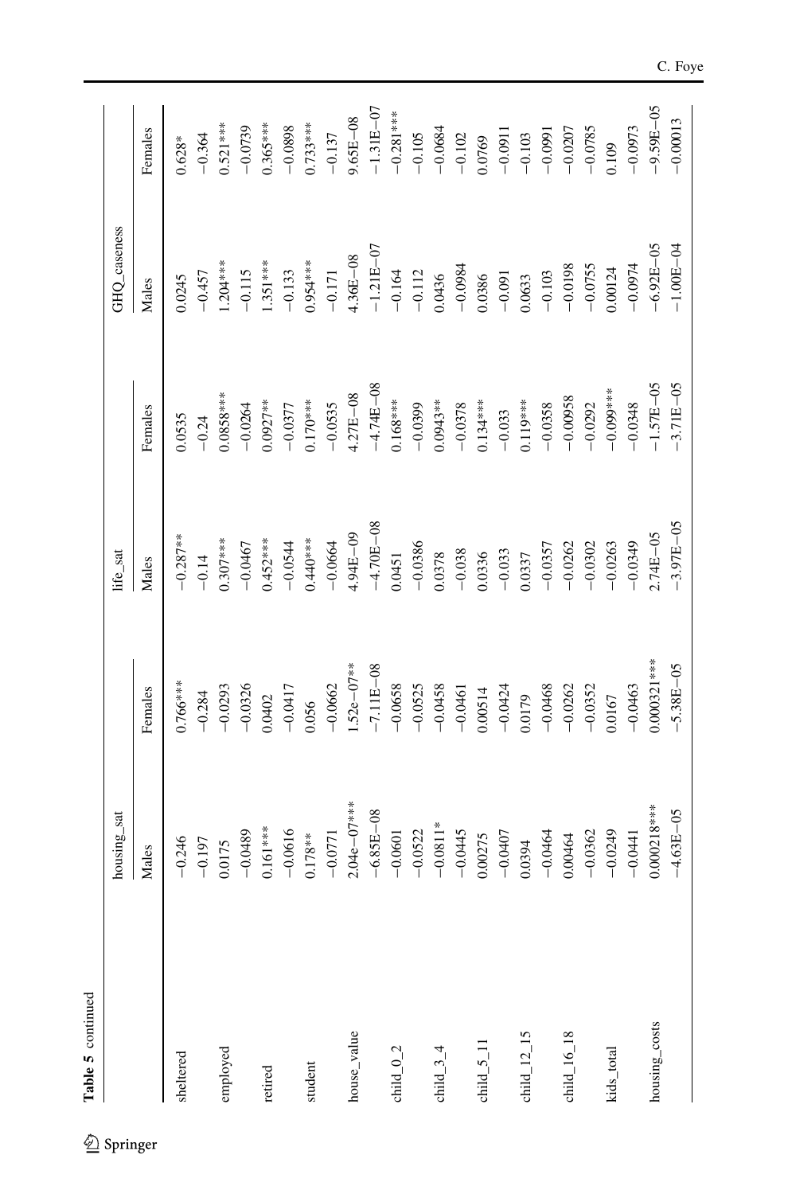**Table 5** continued

| | housing_sat | | life_sat | | GHQ_caseness | |
|---|---|---|---|---|---|---|
| | Males | Females | Males | Females | Males | Females |
| sheltered | −0.246 | 0.766*** | −0.287** | 0.0535 | 0.0245 | 0.628* |
| | −0.197 | −0.284 | −0.14 | −0.24 | −0.457 | −0.364 |
| employed | 0.0175 | −0.0293 | 0.307*** | 0.0858*** | 1.204*** | 0.521*** |
| | −0.0489 | −0.0326 | −0.0467 | −0.0264 | −0.115 | −0.0739 |
| retired | 0.161*** | 0.0402 | 0.452*** | 0.0927** | 1.351*** | 0.365*** |
| | −0.0616 | −0.0417 | −0.0544 | −0.0377 | −0.133 | −0.0898 |
| student | 0.178** | 0.056 | 0.440*** | 0.170*** | 0.954*** | 0.733*** |
| | −0.0771 | −0.0662 | −0.0664 | −0.0535 | −0.171 | −0.137 |
| house_value | 2.04e−07*** | 1.52e−07** | 4.94E−09 | 4.27E−08 | 4.36E−08 | 9.65E−08 |
| | −6.85E−08 | −7.11E−08 | −4.70E−08 | −4.74E−08 | −1.21E−07 | −1.31E−07 |
| child_0_2 | −0.0601 | −0.0658 | 0.0451 | 0.168*** | −0.164 | −0.281*** |
| | −0.0522 | −0.0525 | −0.0386 | −0.0399 | −0.112 | −0.105 |
| child_3_4 | −0.0811* | −0.0458 | 0.0378 | 0.0943** | 0.0436 | −0.0684 |
| | −0.0445 | −0.0461 | −0.038 | −0.0378 | −0.0984 | −0.102 |
| child_5_11 | 0.00275 | 0.00514 | 0.0336 | 0.134*** | 0.0386 | 0.0769 |
| | −0.0407 | −0.0424 | −0.033 | −0.033 | −0.091 | −0.0911 |
| child_12_15 | 0.0394 | 0.0179 | 0.0337 | 0.119*** | 0.0633 | −0.103 |
| | −0.0464 | −0.0468 | −0.0357 | −0.0358 | −0.103 | −0.0991 |
| child_16_18 | 0.00464 | −0.0262 | −0.0262 | −0.00958 | −0.0198 | −0.0207 |
| | −0.0362 | −0.0352 | −0.0302 | −0.0292 | −0.0755 | −0.0785 |
| kids_total | −0.0249 | 0.0167 | −0.0263 | −0.099*** | 0.00124 | 0.109 |
| | −0.0441 | −0.0463 | −0.0349 | −0.0348 | −0.0974 | −0.0973 |
| housing_costs | 0.000218*** | 0.000321*** | 2.74E−05 | −1.57E−05 | −6.92E−05 | −9.59E−05 |
| | −4.63E−05 | −5.38E−05 | −3.97E−05 | −3.71E−05 | −1.00E−04 | −0.00013 |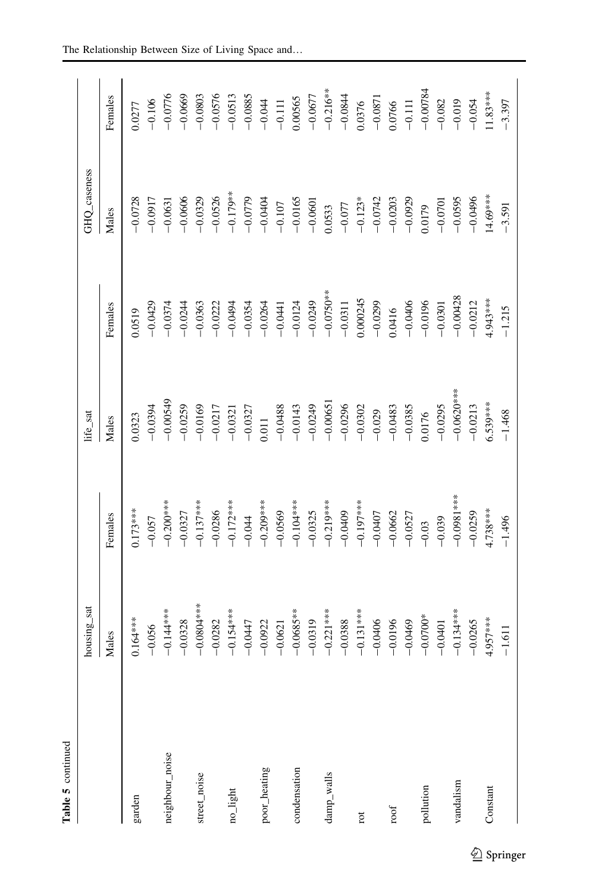**Table 5** continued

| | housing_sat | | life_sat | | GHQ_caseness | |
|---|---|---|---|---|---|---|
| | Males | Females | Males | Females | Males | Females |
| garden | 0.164*** | 0.173*** | 0.0323 | 0.0519 | −0.0728 | 0.0277 |
| | −0.056 | −0.057 | −0.0394 | −0.0429 | −0.0917 | −0.106 |
| neighbour_noise | −0.144*** | −0.200*** | −0.00549 | −0.0374 | −0.0631 | −0.0776 |
| | −0.0328 | −0.0327 | −0.0259 | −0.0244 | −0.0606 | −0.0669 |
| street_noise | −0.0804*** | −0.137*** | −0.0169 | −0.0363 | −0.0329 | −0.0803 |
| | −0.0282 | −0.0286 | −0.0217 | −0.0222 | −0.0526 | −0.0576 |
| no_light | −0.154*** | −0.172*** | −0.0321 | −0.0494 | −0.179** | −0.0513 |
| | −0.0447 | −0.044 | −0.0327 | −0.0354 | −0.0779 | −0.0885 |
| poor_heating | −0.0922 | −0.209*** | 0.011 | −0.0264 | −0.0404 | −0.044 |
| | −0.0621 | −0.0569 | −0.0488 | −0.0441 | −0.107 | −0.111 |
| condensation | −0.0685** | −0.104*** | −0.0143 | −0.0124 | −0.0165 | 0.00565 |
| | −0.0319 | −0.0325 | −0.0249 | −0.0249 | −0.0601 | −0.0677 |
| damp_walls | −0.221*** | −0.219*** | −0.00651 | −0.0750** | 0.0533 | −0.216** |
| | −0.0388 | −0.0409 | −0.0296 | −0.0311 | −0.077 | −0.0844 |
| rot | −0.131*** | −0.197*** | −0.0302 | 0.000245 | −0.123* | 0.0376 |
| | −0.0406 | −0.0407 | −0.029 | −0.0299 | −0.0742 | −0.0871 |
| roof | −0.0196 | −0.0662 | −0.0483 | 0.0416 | −0.0203 | 0.0766 |
| | −0.0469 | −0.0527 | −0.0385 | −0.0406 | −0.0929 | −0.111 |
| pollution | −0.0700* | −0.03 | 0.0176 | −0.0196 | 0.0179 | −0.00784 |
| | −0.0401 | −0.039 | −0.0295 | −0.0301 | −0.0701 | −0.082 |
| vandalism | −0.134*** | −0.0981*** | −0.0620*** | −0.00428 | −0.0595 | −0.019 |
| | −0.0265 | −0.0259 | −0.0213 | −0.0212 | −0.0496 | −0.054 |
| Constant | 4.957*** | 4.738*** | 6.539*** | 4.943*** | 14.69*** | 11.83*** |
| | −1.611 | −1.496 | −1.468 | −1.215 | −3.591 | −3.397 |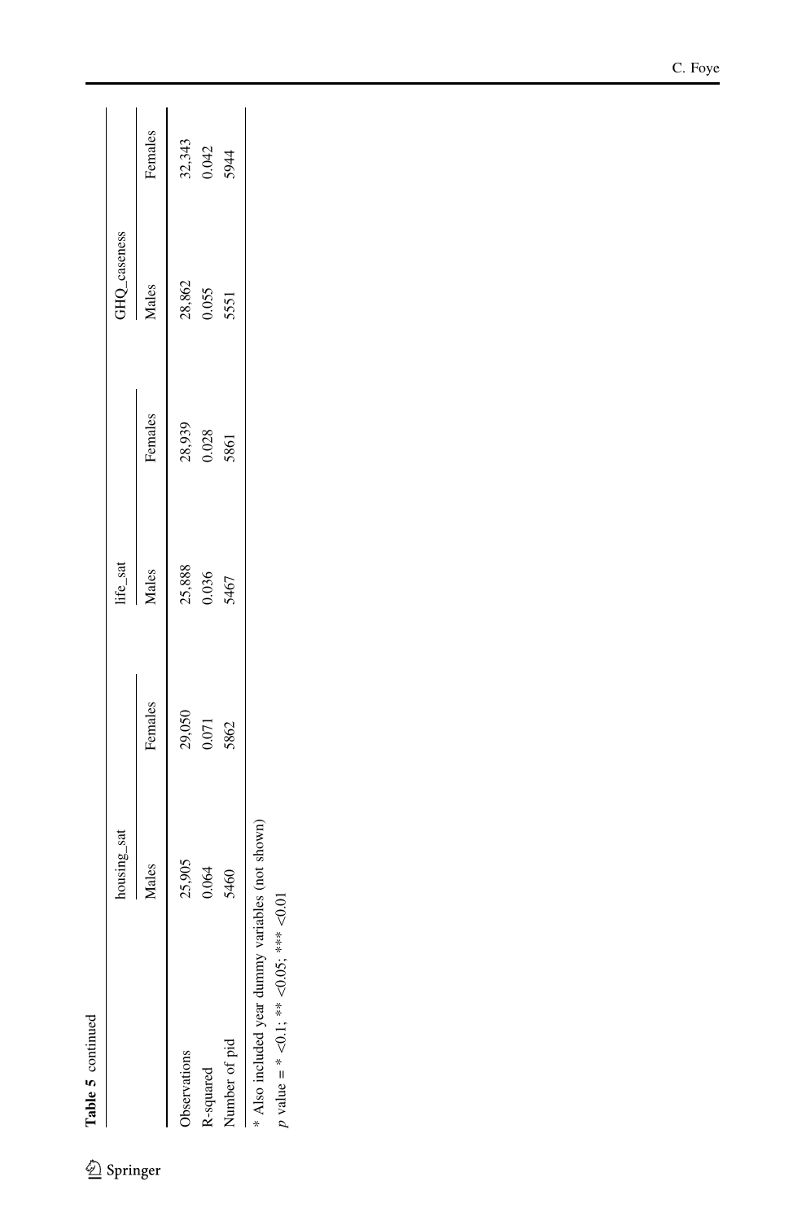**Table 5** continued

| | housing_sat | | life_sat | | GHQ_caseness | |
|---|---|---|---|---|---|---|
| | Males | Females | Males | Females | Males | Females |
| Observations | 25,905 | 29,050 | 25,888 | 28,939 | 28,862 | 32,343 |
| R-squared | 0.064 | 0.071 | 0.036 | 0.028 | 0.055 | 0.042 |
| Number of pid | 5460 | 5862 | 5467 | 5861 | 5551 | 5944 |

* Also included year dummy variables (not shown)

*p* value = * <0.1; ** <0.05; *** <0.01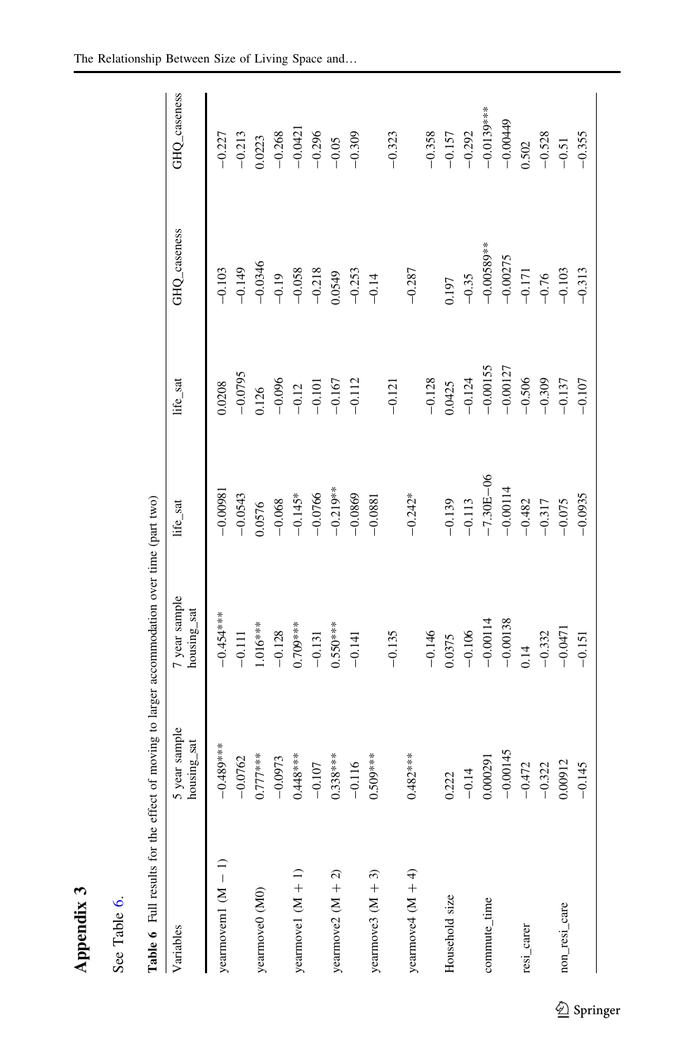## Appendix 3

See Table 6.

**Table 6** Full results for the effect of moving to larger accommodation over time (part two)

| Variables | 5 year sample housing_sat | 7 year sample housing_sat | life_sat | life_sat | GHQ_caseness | GHQ_caseness |
|---|---|---|---|---|---|---|
| yearmovem1 (M − 1) | −0.489*** | −0.454*** | −0.00981 | 0.0208 | −0.103 | −0.227 |
| | −0.0762 | −0.111 | −0.0543 | −0.0795 | −0.149 | −0.213 |
| yearmove0 (M0) | 0.777*** | 1.016*** | 0.0576 | 0.126 | −0.0346 | 0.0223 |
| | −0.0973 | −0.128 | −0.068 | −0.096 | −0.19 | −0.268 |
| yearmove1 (M + 1) | 0.448*** | 0.709*** | −0.145* | −0.12 | −0.058 | −0.0421 |
| | −0.107 | −0.131 | −0.0766 | −0.101 | −0.218 | −0.296 |
| yearmove2 (M + 2) | 0.338*** | 0.550*** | −0.219** | −0.167 | 0.0549 | −0.05 |
| | −0.116 | −0.141 | −0.0869 | −0.112 | −0.253 | −0.309 |
| yearmove3 (M + 3) | 0.509*** | | −0.0881 | | −0.14 | |
| | | −0.135 | | −0.121 | | −0.323 |
| yearmove4 (M + 4) | 0.482*** | | −0.242* | | −0.287 | |
| | | −0.146 | | −0.128 | | −0.358 |
| Household size | 0.222 | 0.0375 | −0.139 | 0.0425 | 0.197 | −0.157 |
| | −0.14 | −0.106 | −0.113 | −0.124 | −0.35 | −0.292 |
| commute_time | 0.000291 | −0.00114 | −7.30E−06 | −0.00155 | −0.00589** | −0.0139*** |
| | −0.00145 | −0.00138 | −0.00114 | −0.00127 | −0.00275 | −0.00449 |
| resi_carer | −0.472 | 0.14 | −0.482 | −0.506 | −0.171 | 0.502 |
| | −0.322 | −0.332 | −0.317 | −0.309 | −0.76 | −0.528 |
| non_resi_care | 0.00912 | −0.0471 | −0.075 | −0.137 | −0.103 | −0.51 |
| | −0.145 | −0.151 | −0.0935 | −0.107 | −0.313 | −0.355 |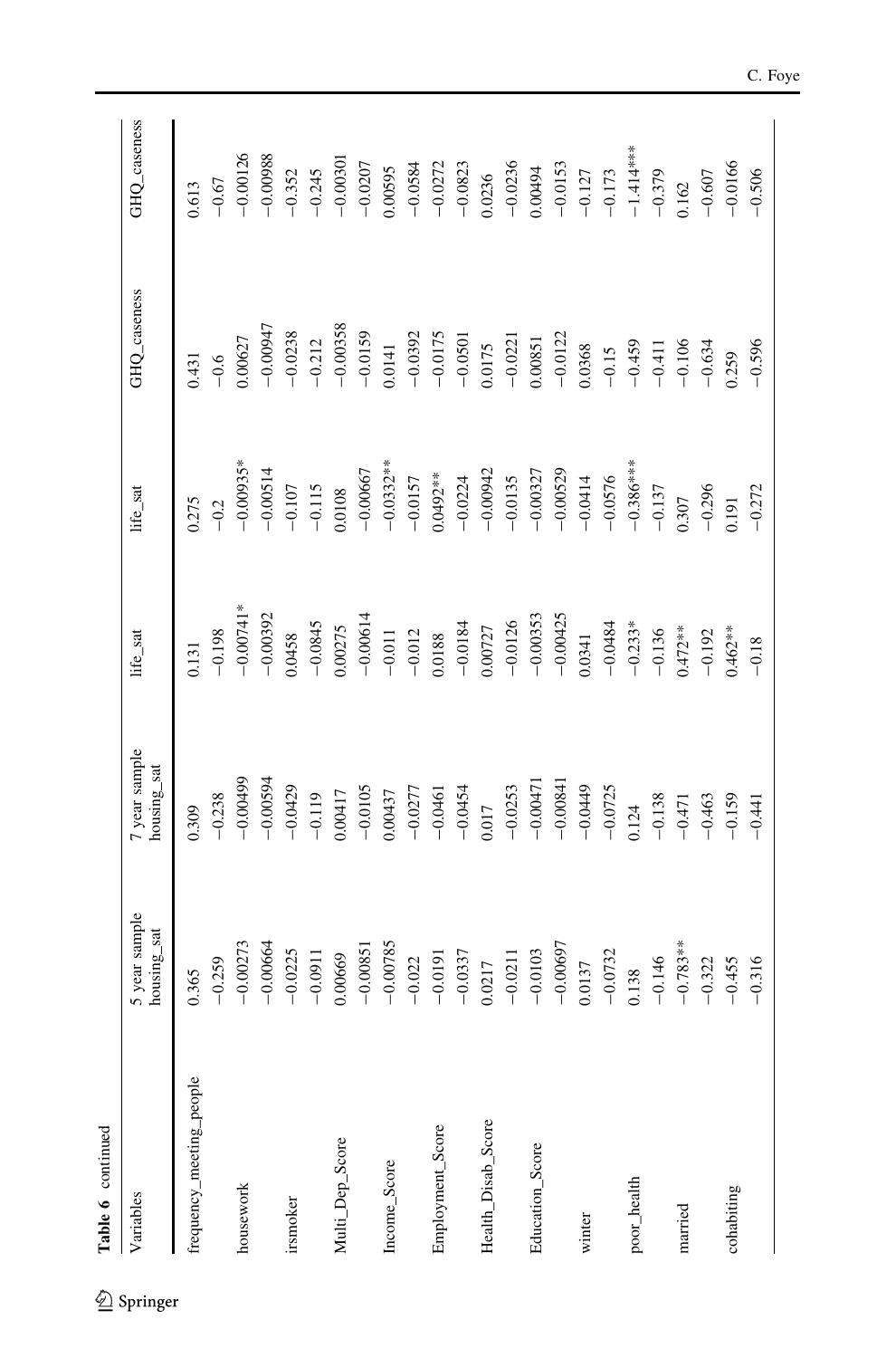**Table 6** continued

| Variables | 5 year sample housing_sat | 7 year sample housing_sat | life_sat | life_sat | GHQ_caseness | GHQ_caseness |
|---|---|---|---|---|---|---|
| frequency_meeting_people | 0.365 | 0.309 | 0.131 | 0.275 | 0.431 | 0.613 |
| | −0.259 | −0.238 | −0.198 | −0.2 | −0.6 | −0.67 |
| housework | −0.00273 | −0.00499 | −0.00741* | −0.00935* | 0.00627 | −0.00126 |
| | −0.00664 | −0.00594 | −0.00392 | −0.00514 | −0.00947 | −0.00988 |
| irsmoker | −0.0225 | −0.0429 | 0.0458 | −0.107 | −0.0238 | −0.352 |
| | −0.0911 | −0.119 | −0.0845 | −0.115 | −0.212 | −0.245 |
| Multi_Dep_Score | 0.00669 | 0.00417 | 0.00275 | 0.0108 | −0.00358 | −0.00301 |
| | −0.00851 | −0.0105 | −0.00614 | −0.00667 | −0.0159 | −0.0207 |
| Income_Score | −0.00785 | 0.00437 | −0.011 | −0.0332** | 0.0141 | 0.00595 |
| | −0.022 | −0.0277 | −0.012 | −0.0157 | −0.0392 | −0.0584 |
| Employment_Score | −0.0191 | −0.0461 | 0.0188 | 0.0492** | −0.0175 | −0.0272 |
| | −0.0337 | −0.0454 | −0.0184 | −0.0224 | −0.0501 | −0.0823 |
| Health_Disab_Score | 0.0217 | 0.017 | 0.00727 | −0.00942 | 0.0175 | 0.0236 |
| | −0.0211 | −0.0253 | −0.0126 | −0.0135 | −0.0221 | −0.0236 |
| Education_Score | −0.0103 | −0.00471 | −0.00353 | −0.00327 | 0.00851 | 0.00494 |
| | −0.00697 | −0.00841 | −0.00425 | −0.00529 | −0.0122 | −0.0153 |
| winter | 0.0137 | −0.0449 | 0.0341 | −0.0414 | 0.0368 | −0.127 |
| | −0.0732 | −0.0725 | −0.0484 | −0.0576 | −0.15 | −0.173 |
| poor_health | 0.138 | 0.124 | −0.233* | −0.386*** | −0.459 | −1.414*** |
| | −0.146 | −0.138 | −0.136 | −0.137 | −0.411 | −0.379 |
| married | −0.783** | −0.471 | 0.472** | 0.307 | −0.106 | 0.162 |
| | −0.322 | −0.463 | −0.192 | −0.296 | −0.634 | −0.607 |
| cohabiting | −0.455 | −0.159 | 0.462** | 0.191 | 0.259 | −0.0166 |
| | −0.316 | −0.441 | −0.18 | −0.272 | −0.596 | −0.506 |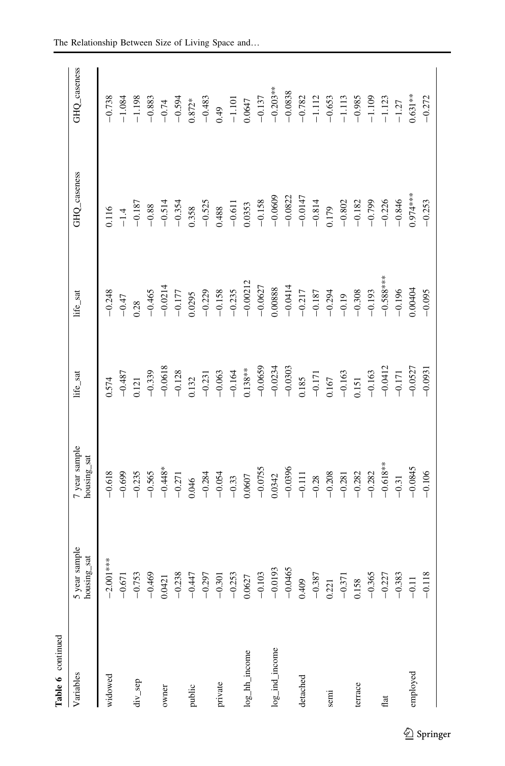Table 6 continued

| Variables | 5 year sample housing_sat | 7 year sample housing_sat | life_sat | life_sat | GHQ_caseness | GHQ_caseness |
|---|---|---|---|---|---|---|
| widowed | −2.001*** | −0.618 | 0.574 | −0.248 | 0.116 | −0.738 |
| | −0.671 | −0.699 | −0.487 | −0.47 | −1.4 | −1.084 |
| div_sep | −0.753 | −0.235 | 0.121 | 0.28 | −0.187 | −1.198 |
| | −0.469 | −0.565 | −0.339 | −0.465 | −0.88 | −0.883 |
| owner | 0.0421 | −0.448* | −0.0618 | −0.0214 | −0.514 | −0.74 |
| | −0.238 | −0.271 | −0.128 | −0.177 | −0.354 | −0.594 |
| public | −0.447 | 0.046 | 0.132 | 0.0295 | 0.358 | 0.872* |
| | −0.297 | −0.284 | −0.231 | −0.229 | −0.525 | −0.483 |
| private | −0.301 | −0.054 | −0.063 | −0.158 | 0.488 | 0.49 |
| | −0.253 | −0.33 | −0.164 | −0.235 | −0.611 | −1.101 |
| log_hh_income | 0.0627 | 0.0607 | 0.138** | −0.00212 | 0.0353 | 0.0647 |
| | −0.103 | −0.0755 | −0.0659 | −0.0627 | −0.158 | −0.137 |
| log_ind_income | −0.0193 | 0.0342 | −0.0234 | 0.00888 | −0.0609 | −0.203** |
| | −0.0465 | −0.0396 | −0.0303 | −0.0414 | −0.0822 | −0.0838 |
| detached | 0.409 | −0.111 | 0.185 | −0.217 | −0.0147 | −0.782 |
| | −0.387 | −0.28 | −0.171 | −0.187 | −0.814 | −1.112 |
| semi | 0.221 | −0.208 | 0.167 | −0.294 | 0.179 | −0.653 |
| | −0.371 | −0.281 | −0.163 | −0.19 | −0.802 | −1.113 |
| terrace | 0.158 | −0.282 | 0.151 | −0.308 | −0.182 | −0.985 |
| | −0.365 | −0.282 | −0.163 | −0.193 | −0.799 | −1.109 |
| flat | −0.227 | −0.618** | −0.0412 | −0.588*** | −0.226 | −1.123 |
| | −0.383 | −0.31 | −0.171 | −0.196 | −0.846 | −1.27 |
| employed | −0.11 | −0.0845 | −0.0527 | 0.00404 | 0.974*** | 0.631** |
| | −0.118 | −0.106 | −0.0931 | −0.095 | −0.253 | −0.272 |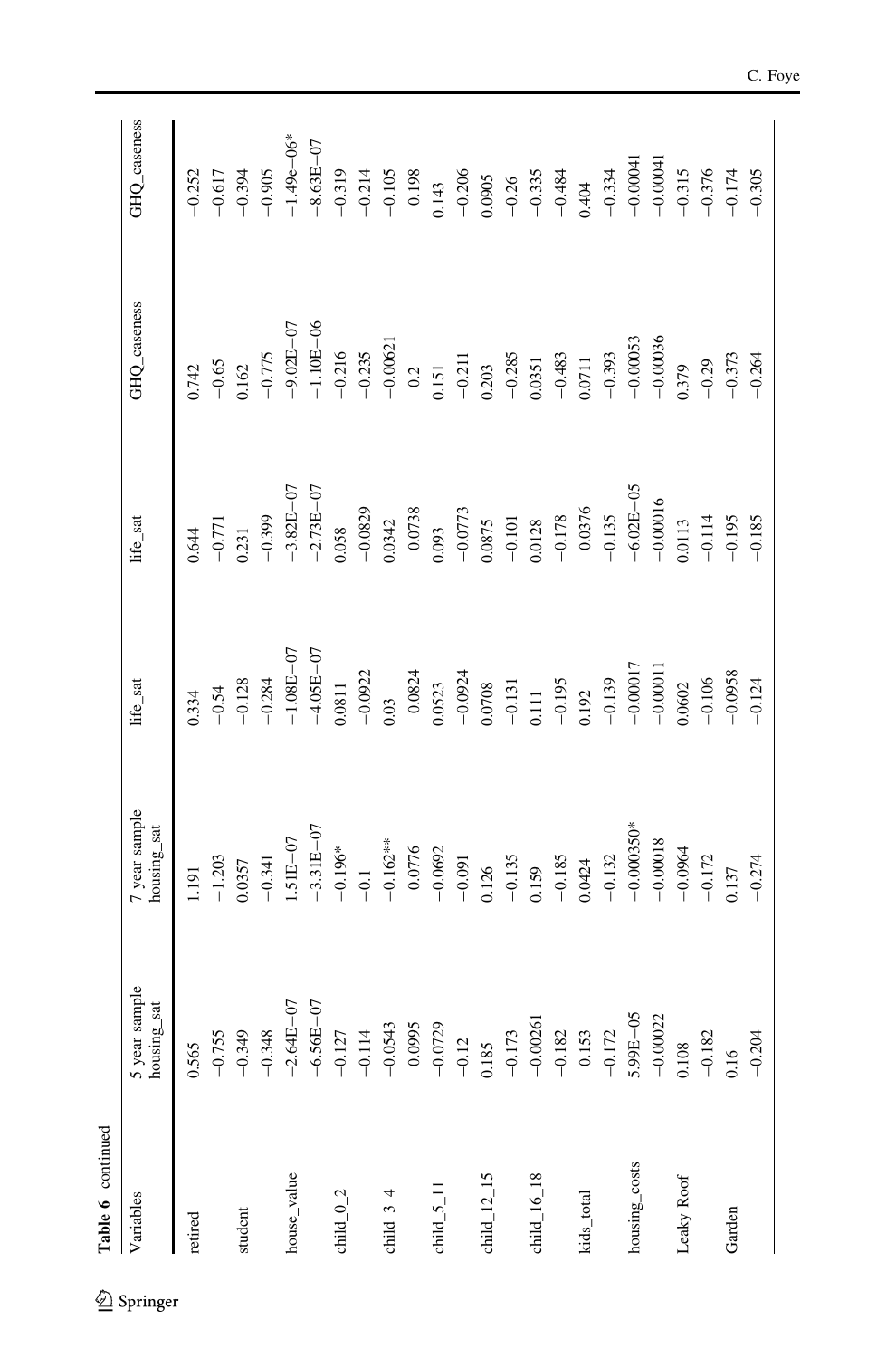Table 6 continued

| Variables | 5 year sample housing_sat | 7 year sample housing_sat | life_sat | life_sat | GHQ_caseness | GHQ_caseness |
|---|---|---|---|---|---|---|
| retired | 0.565 | 1.191 | 0.334 | 0.644 | 0.742 | −0.252 |
| | −0.755 | −1.203 | −0.54 | −0.771 | −0.65 | −0.617 |
| student | −0.349 | 0.0357 | −0.128 | 0.231 | 0.162 | −0.394 |
| | −0.348 | −0.341 | −0.284 | −0.399 | −0.775 | −0.905 |
| house_value | −2.64E−07 | 1.51E−07 | −1.08E−07 | −3.82E−07 | −9.02E−07 | −1.49e−06* |
| | −6.56E−07 | −3.31E−07 | −4.05E−07 | −2.73E−07 | −1.10E−06 | −8.63E−07 |
| child_0_2 | −0.127 | −0.196* | 0.0811 | 0.058 | −0.216 | −0.319 |
| | −0.114 | −0.1 | −0.0922 | −0.0829 | −0.235 | −0.214 |
| child_3_4 | −0.0543 | −0.162** | 0.03 | 0.0342 | −0.00621 | −0.105 |
| | −0.0995 | −0.0776 | −0.0824 | −0.0738 | −0.2 | −0.198 |
| child_5_11 | −0.0729 | −0.0692 | 0.0523 | 0.093 | 0.151 | 0.143 |
| | −0.12 | −0.091 | −0.0924 | −0.0773 | −0.211 | −0.206 |
| child_12_15 | 0.185 | 0.126 | 0.0708 | 0.0875 | 0.203 | 0.0905 |
| | −0.173 | −0.135 | −0.131 | −0.101 | −0.285 | −0.26 |
| child_16_18 | −0.00261 | 0.159 | 0.111 | 0.0128 | 0.0351 | −0.335 |
| | −0.182 | −0.185 | −0.195 | −0.178 | −0.483 | −0.484 |
| kids_total | −0.153 | 0.0424 | 0.192 | −0.0376 | 0.0711 | 0.404 |
| | −0.172 | −0.132 | −0.139 | −0.135 | −0.393 | −0.334 |
| housing_costs | 5.99E−05 | −0.000350* | −0.00017 | −6.02E−05 | −0.00053 | −0.00041 |
| | −0.00022 | −0.00018 | −0.00011 | −0.00016 | −0.00036 | −0.00041 |
| Leaky Roof | 0.108 | −0.0964 | 0.0602 | 0.0113 | 0.379 | −0.315 |
| | −0.182 | −0.172 | −0.106 | −0.114 | −0.29 | −0.376 |
| Garden | 0.16 | 0.137 | −0.0958 | −0.195 | −0.373 | −0.174 |
| | −0.204 | −0.274 | −0.124 | −0.185 | −0.264 | −0.305 |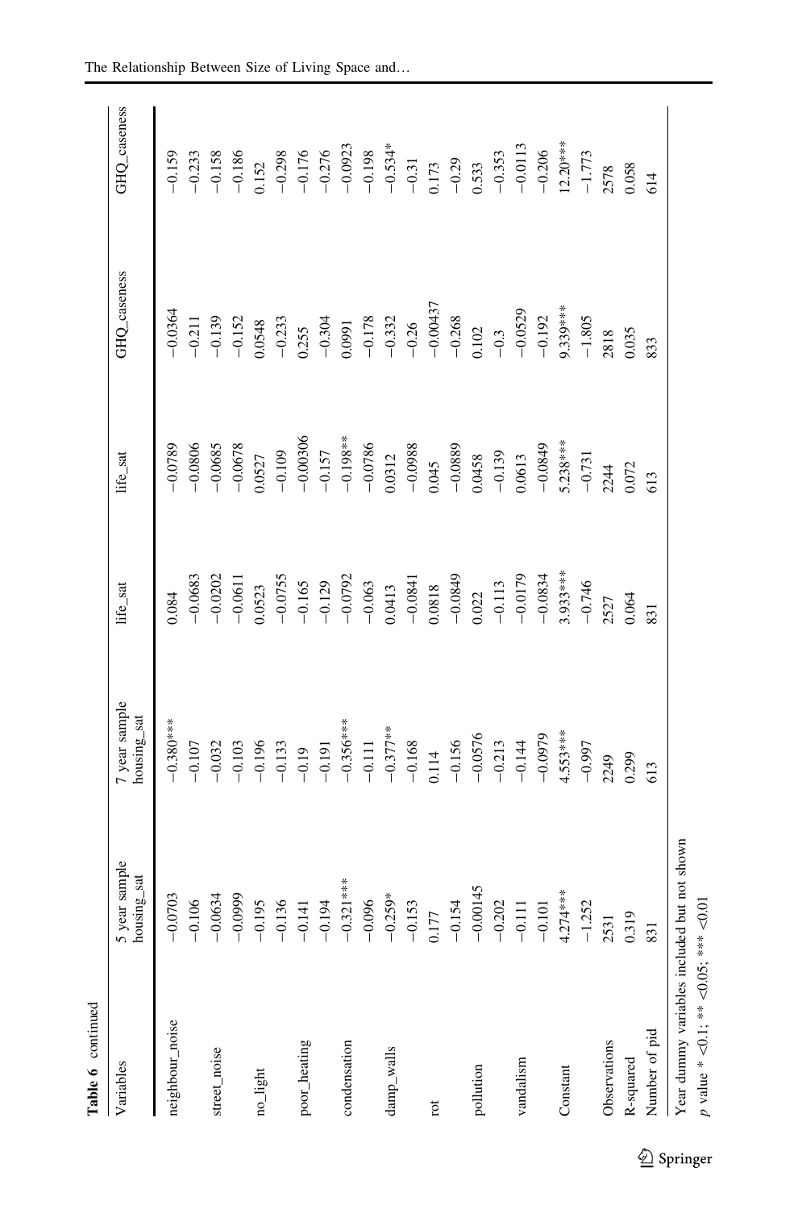**Table 6** continued

| Variables | 5 year sample housing_sat | 7 year sample housing_sat | life_sat | life_sat | GHQ_caseness | GHQ_caseness |
|---|---|---|---|---|---|---|
| neighbour_noise | −0.0703 | −0.380*** | 0.084 | −0.0789 | −0.0364 | −0.159 |
| | −0.106 | −0.107 | −0.0683 | −0.0806 | −0.211 | −0.233 |
| street_noise | −0.0634 | −0.032 | −0.0202 | −0.0685 | −0.139 | −0.158 |
| | −0.0999 | −0.103 | −0.0611 | −0.0678 | −0.152 | −0.186 |
| no_light | −0.195 | −0.196 | 0.0523 | 0.0527 | 0.0548 | 0.152 |
| | −0.136 | −0.133 | −0.0755 | −0.109 | −0.233 | −0.298 |
| poor_heating | −0.141 | −0.19 | −0.165 | −0.00306 | 0.255 | −0.176 |
| | −0.194 | −0.191 | −0.129 | −0.157 | −0.304 | −0.276 |
| condensation | −0.321*** | −0.356*** | −0.0792 | −0.198** | 0.0991 | −0.0923 |
| | −0.096 | −0.111 | −0.063 | −0.0786 | −0.178 | −0.198 |
| damp_walls | −0.259* | −0.377** | 0.0413 | 0.0312 | −0.332 | −0.534* |
| | −0.153 | −0.168 | −0.0841 | −0.0988 | −0.26 | −0.31 |
| rot | 0.177 | 0.114 | 0.0818 | 0.045 | −0.00437 | 0.173 |
| | −0.154 | −0.156 | −0.0849 | −0.0889 | −0.268 | −0.29 |
| pollution | −0.00145 | −0.0576 | 0.022 | 0.0458 | 0.102 | 0.533 |
| | −0.202 | −0.213 | −0.113 | −0.139 | −0.3 | −0.353 |
| vandalism | −0.111 | −0.144 | −0.0179 | 0.0613 | −0.0529 | −0.0113 |
| | −0.101 | −0.0979 | −0.0834 | −0.0849 | −0.192 | −0.206 |
| Constant | 4.274*** | 4.553*** | 3.933*** | 5.238*** | 9.339*** | 12.20*** |
| | −1.252 | −0.997 | −0.746 | −0.731 | −1.805 | −1.773 |
| Observations | 2531 | 2249 | 2527 | 2244 | 2818 | 2578 |
| R-squared | 0.319 | 0.299 | 0.064 | 0.072 | 0.035 | 0.058 |
| Number of pid | 831 | 613 | 831 | 613 | 833 | 614 |

Year dummy variables included but not shown

*p* value * <0.1; ** <0.05; *** <0.01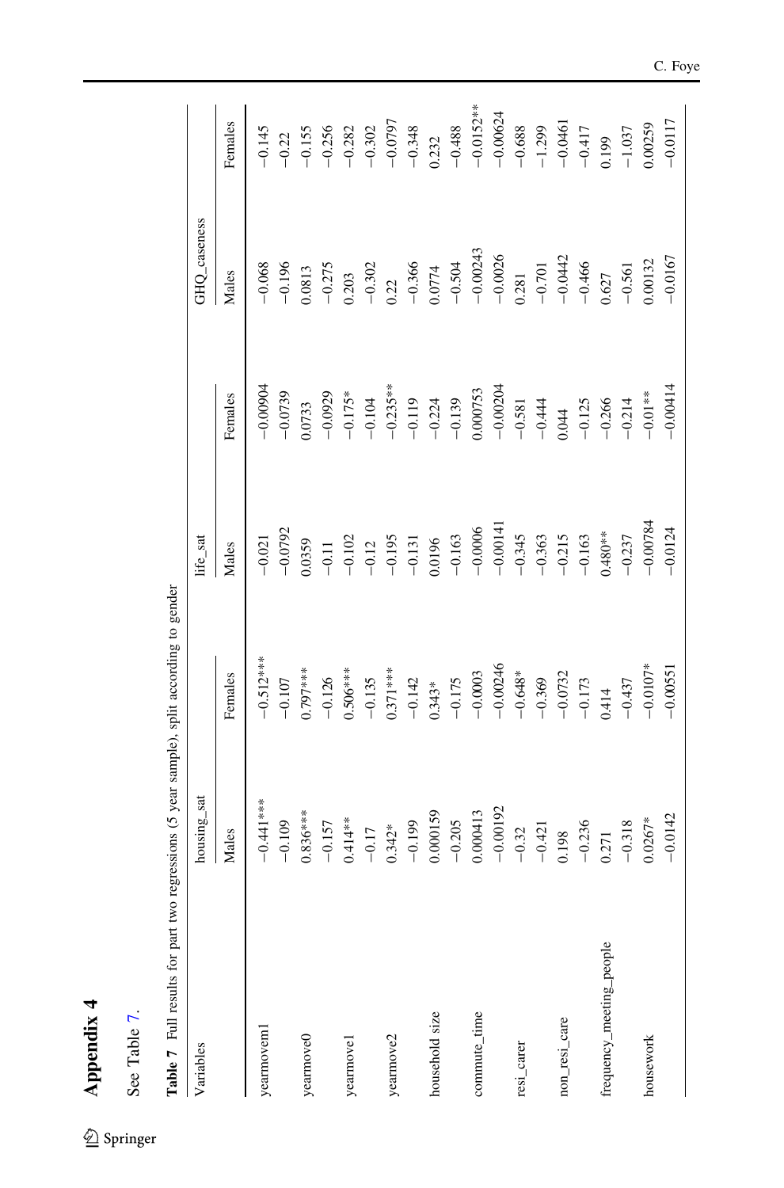## Appendix 4

See Table 7.

**Table 7** Full results for part two regressions (5 year sample), split according to gender

| Variables | housing_sat | | life_sat | | GHQ_caseness | |
|---|---|---|---|---|---|---|
| | Males | Females | Males | Females | Males | Females |
| yearmovem1 | −0.441*** | −0.512*** | −0.021 | −0.00904 | −0.068 | −0.145 |
| | −0.109 | −0.107 | −0.0792 | −0.0739 | −0.196 | −0.22 |
| yearmove0 | 0.836*** | 0.797*** | 0.0359 | 0.0733 | 0.0813 | −0.155 |
| | −0.157 | −0.126 | −0.11 | −0.0929 | −0.275 | −0.256 |
| yearmove1 | 0.414** | 0.506*** | −0.102 | −0.175* | 0.203 | −0.282 |
| | −0.17 | −0.135 | −0.12 | −0.104 | −0.302 | −0.302 |
| yearmove2 | 0.342* | 0.371*** | −0.195 | −0.235** | 0.22 | −0.0797 |
| | −0.199 | −0.142 | −0.131 | −0.119 | −0.366 | −0.348 |
| household size | 0.000159 | 0.343* | 0.0196 | −0.224 | 0.0774 | 0.232 |
| | −0.205 | −0.175 | −0.163 | −0.139 | −0.504 | −0.488 |
| commute_time | 0.000413 | −0.0003 | −0.0006 | 0.000753 | −0.00243 | −0.0152** |
| | −0.00192 | −0.00246 | −0.00141 | −0.00204 | −0.0026 | −0.00624 |
| resi_carer | −0.32 | −0.648* | −0.345 | −0.581 | 0.281 | −0.688 |
| | −0.421 | −0.369 | −0.363 | −0.444 | −0.701 | −1.299 |
| non_resi_care | 0.198 | −0.0732 | −0.215 | 0.044 | −0.0442 | −0.0461 |
| | −0.236 | −0.173 | −0.163 | −0.125 | −0.466 | −0.417 |
| frequency_meeting_people | 0.271 | 0.414 | 0.480** | −0.266 | 0.627 | 0.199 |
| | −0.318 | −0.437 | −0.237 | −0.214 | −0.561 | −1.037 |
| housework | 0.0267* | −0.0107* | −0.00784 | −0.01** | 0.00132 | 0.00259 |
| | −0.0142 | −0.00551 | −0.0124 | −0.00414 | −0.0167 | −0.0117 |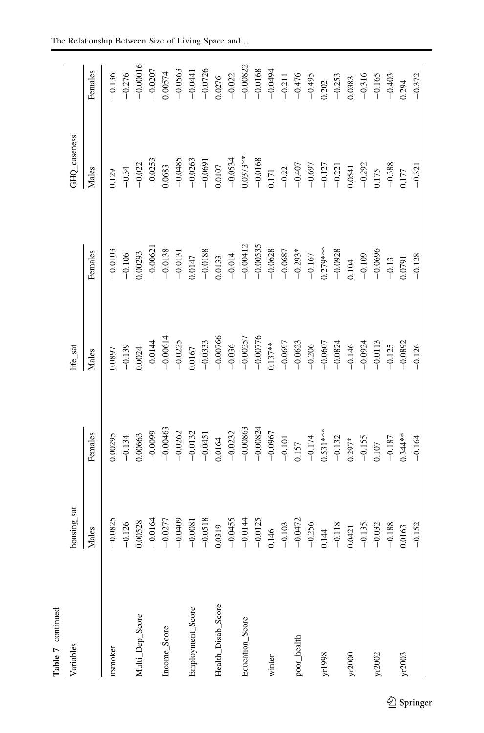**Table 7** continued

| Variables | housing_sat | | life_sat | | GHQ_caseness | |
|---|---|---|---|---|---|---|
| | Males | Females | Males | Females | Males | Females |
| irsmoker | −0.0825 | 0.00295 | 0.0897 | −0.0103 | 0.129 | −0.136 |
| | −0.126 | −0.134 | −0.139 | −0.106 | −0.34 | −0.276 |
| Multi_Dep_Score | 0.00528 | 0.00663 | 0.0024 | 0.00293 | −0.022 | −0.00016 |
| | −0.0164 | −0.0099 | −0.0144 | −0.00621 | −0.0253 | −0.0207 |
| Income_Score | −0.0277 | −0.00463 | −0.00614 | −0.0138 | 0.0683 | 0.00574 |
| | −0.0409 | −0.0262 | −0.0225 | −0.0131 | −0.0485 | −0.0563 |
| Employment_Score | −0.0081 | −0.0132 | 0.0167 | 0.0147 | −0.0263 | −0.0441 |
| | −0.0518 | −0.0451 | −0.0333 | −0.0188 | −0.0691 | −0.0726 |
| Health_Disab_Score | 0.0319 | 0.0164 | −0.00766 | 0.0133 | 0.0107 | 0.0276 |
| | −0.0455 | −0.0232 | −0.036 | −0.014 | −0.0534 | −0.022 |
| Education_Score | −0.0144 | −0.00863 | −0.00257 | −0.00412 | 0.0373** | −0.00822 |
| | −0.0125 | −0.00824 | −0.00776 | −0.00535 | −0.0168 | −0.0168 |
| winter | 0.146 | −0.0967 | 0.137** | −0.0628 | 0.171 | −0.0494 |
| | −0.103 | −0.101 | −0.0697 | −0.0687 | −0.22 | −0.211 |
| poor_health | −0.0472 | 0.157 | −0.0623 | −0.293* | −0.407 | −0.476 |
| | −0.256 | −0.174 | −0.206 | −0.167 | −0.697 | −0.495 |
| yr1998 | 0.144 | 0.531*** | −0.0607 | 0.279*** | −0.127 | 0.202 |
| | −0.118 | −0.132 | −0.0824 | −0.0928 | −0.221 | −0.253 |
| yr2000 | 0.0421 | 0.297* | −0.146 | 0.104 | 0.0541 | 0.0383 |
| | −0.135 | −0.155 | −0.0924 | −0.109 | −0.292 | −0.316 |
| yr2002 | −0.032 | 0.107 | −0.0113 | −0.0696 | 0.175 | −0.165 |
| | −0.188 | −0.187 | −0.125 | −0.13 | −0.388 | −0.403 |
| yr2003 | 0.0163 | 0.344** | −0.0892 | 0.0791 | 0.177 | 0.294 |
| | −0.152 | −0.164 | −0.126 | −0.128 | −0.321 | −0.372 |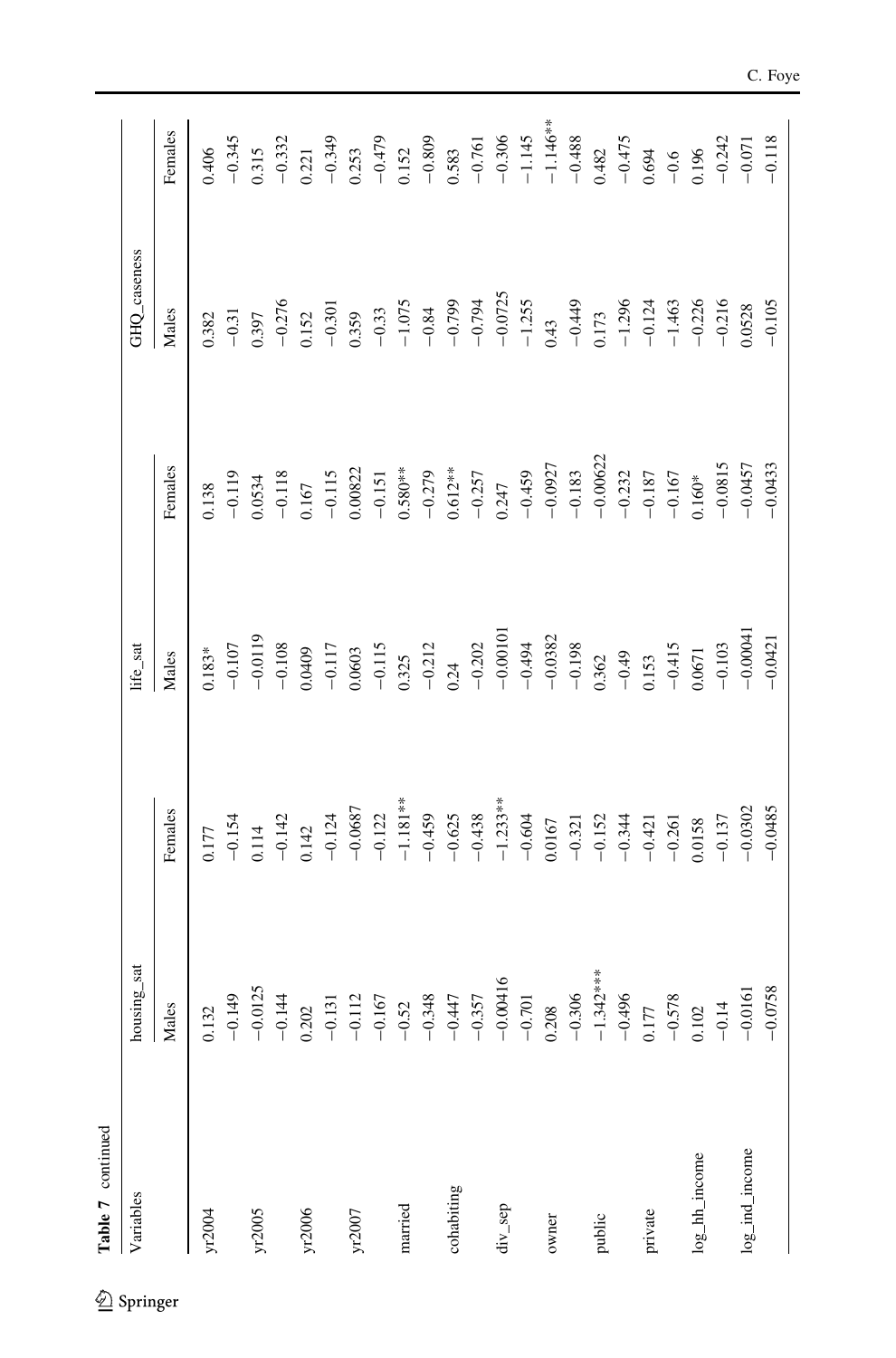Table 7 continued

| Variables | housing_sat | | life_sat | | GHQ_caseness | |
|---|---|---|---|---|---|---|
| | Males | Females | Males | Females | Males | Females |
| yr2004 | 0.132 | 0.177 | 0.183* | 0.138 | 0.382 | 0.406 |
| | −0.149 | −0.154 | −0.107 | −0.119 | −0.31 | −0.345 |
| yr2005 | −0.0125 | 0.114 | −0.0119 | 0.0534 | 0.397 | 0.315 |
| | −0.144 | −0.142 | −0.108 | −0.118 | −0.276 | −0.332 |
| yr2006 | 0.202 | 0.142 | 0.0409 | 0.167 | 0.152 | 0.221 |
| | −0.131 | −0.124 | −0.117 | −0.115 | −0.301 | −0.349 |
| yr2007 | −0.112 | −0.0687 | 0.0603 | 0.00822 | 0.359 | 0.253 |
| | −0.167 | −0.122 | −0.115 | −0.151 | −0.33 | −0.479 |
| married | −0.52 | −1.181** | 0.325 | 0.580** | −1.075 | 0.152 |
| | −0.348 | −0.459 | −0.212 | −0.279 | −0.84 | −0.809 |
| cohabiting | −0.447 | −0.625 | 0.24 | 0.612** | −0.799 | 0.583 |
| | −0.357 | −0.438 | −0.202 | −0.257 | −0.794 | −0.761 |
| div_sep | −0.00416 | −1.233** | −0.00101 | 0.247 | −0.0725 | −0.306 |
| | −0.701 | −0.604 | −0.494 | −0.459 | −1.255 | −1.145 |
| owner | 0.208 | 0.0167 | −0.0382 | −0.0927 | 0.43 | −1.146** |
| | −0.306 | −0.321 | −0.198 | −0.183 | −0.449 | −0.488 |
| public | −1.342*** | −0.152 | 0.362 | −0.00622 | 0.173 | 0.482 |
| | −0.496 | −0.344 | −0.49 | −0.232 | −1.296 | −0.475 |
| private | 0.177 | −0.421 | 0.153 | −0.187 | −0.124 | 0.694 |
| | −0.578 | −0.261 | −0.415 | −0.167 | −1.463 | −0.6 |
| log_hh_income | 0.102 | 0.0158 | 0.0671 | 0.160* | −0.226 | 0.196 |
| | −0.14 | −0.137 | −0.103 | −0.0815 | −0.216 | −0.242 |
| log_ind_income | −0.0161 | −0.0302 | −0.00041 | −0.0457 | 0.0528 | −0.071 |
| | −0.0758 | −0.0485 | −0.0421 | −0.0433 | −0.105 | −0.118 |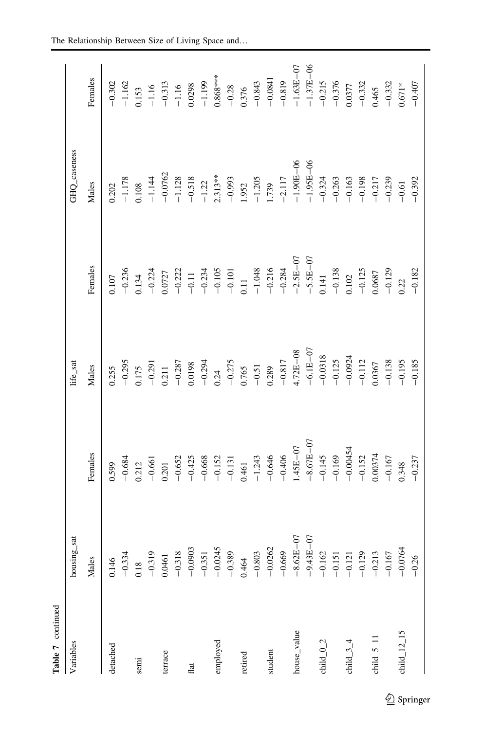**Table 7** continued

| Variables | housing_sat | | life_sat | | GHQ_caseness | |
|---|---|---|---|---|---|---|
| | Males | Females | Males | Females | Males | Females |
| detached | 0.146 | 0.599 | 0.255 | 0.107 | 0.202 | −0.302 |
| | −0.334 | −0.684 | −0.295 | −0.236 | −1.178 | −1.162 |
| semi | 0.18 | 0.212 | 0.175 | 0.134 | 0.108 | 0.153 |
| | −0.319 | −0.661 | −0.291 | −0.224 | −1.144 | −1.16 |
| terrace | 0.0461 | 0.201 | 0.211 | 0.0727 | −0.0762 | −0.313 |
| | −0.318 | −0.652 | −0.287 | −0.222 | −1.128 | −1.16 |
| flat | −0.0903 | −0.425 | 0.0198 | −0.11 | −0.518 | 0.0298 |
| | −0.351 | −0.668 | −0.294 | −0.234 | −1.22 | −1.199 |
| employed | −0.0245 | −0.152 | 0.24 | −0.105 | 2.313** | 0.868*** |
| | −0.389 | −0.131 | −0.275 | −0.101 | −0.993 | −0.28 |
| retired | 0.464 | 0.461 | 0.765 | 0.11 | 1.952 | 0.376 |
| | −0.803 | −1.243 | −0.51 | −1.048 | −1.205 | −0.843 |
| student | −0.0262 | −0.646 | 0.289 | −0.216 | 1.739 | −0.0841 |
| | −0.669 | −0.406 | −0.817 | −0.284 | −2.117 | −0.819 |
| house_value | −8.62E−07 | 1.45E−07 | 4.72E−08 | −2.5E−07 | −1.90E−06 | −1.63E−07 |
| | −9.43E−07 | −8.67E−07 | −6.1E−07 | −5.5E−07 | −1.95E−06 | −1.37E−06 |
| child_0_2 | −0.162 | −0.145 | −0.0318 | 0.141 | −0.324 | −0.215 |
| | −0.151 | −0.169 | −0.125 | −0.138 | −0.263 | −0.376 |
| child_3_4 | −0.121 | −0.00454 | −0.0924 | 0.102 | −0.163 | 0.0377 |
| | −0.129 | −0.152 | −0.112 | −0.125 | −0.198 | −0.332 |
| child_5_11 | −0.213 | 0.00374 | 0.0367 | 0.0687 | −0.217 | 0.465 |
| | −0.167 | −0.167 | −0.138 | −0.129 | −0.239 | −0.332 |
| child_12_15 | −0.0764 | 0.348 | −0.195 | 0.22 | −0.61 | 0.671* |
| | −0.26 | −0.237 | −0.185 | −0.182 | −0.392 | −0.407 |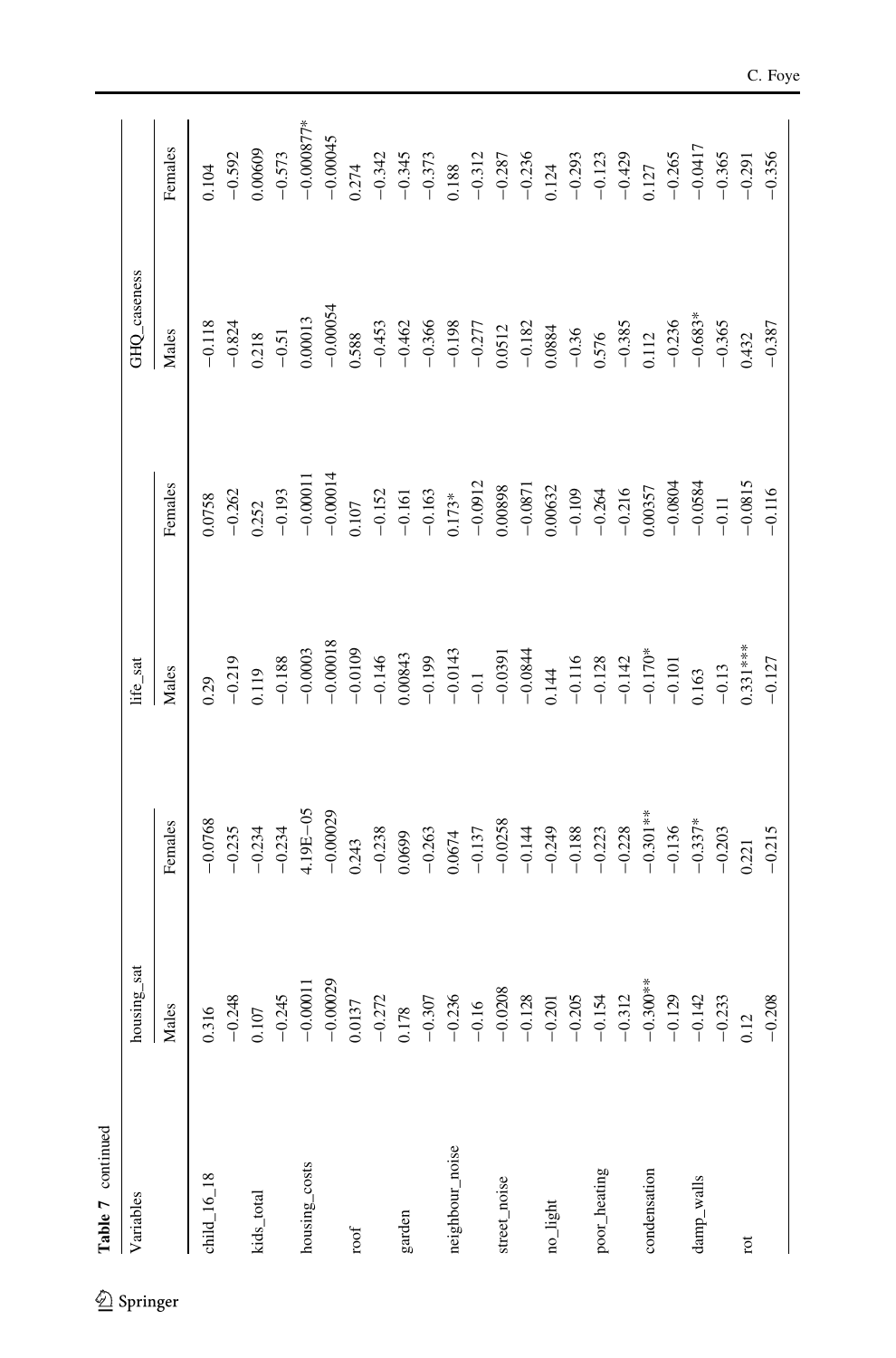Table 7 continued

| Variables | housing_sat | | life_sat | | GHQ_caseness | |
|---|---|---|---|---|---|---|
| | Males | Females | Males | Females | Males | Females |
| child_16_18 | 0.316 | −0.0768 | 0.29 | 0.0758 | −0.118 | 0.104 |
| | −0.248 | −0.235 | −0.219 | −0.262 | −0.824 | −0.592 |
| kids_total | 0.107 | −0.234 | 0.119 | 0.252 | 0.218 | 0.00609 |
| | −0.245 | −0.234 | −0.188 | −0.193 | −0.51 | −0.573 |
| housing_costs | −0.00011 | 4.19E−05 | −0.0003 | −0.00011 | 0.00013 | −0.000877* |
| | −0.00029 | −0.00029 | −0.00018 | −0.00014 | −0.00054 | −0.00045 |
| roof | 0.0137 | 0.243 | −0.0109 | 0.107 | 0.588 | 0.274 |
| | −0.272 | −0.238 | −0.146 | −0.152 | −0.453 | −0.342 |
| garden | 0.178 | 0.0699 | 0.00843 | −0.161 | −0.462 | −0.345 |
| | −0.307 | −0.263 | −0.199 | −0.163 | −0.366 | −0.373 |
| neighbour_noise | −0.236 | 0.0674 | −0.0143 | 0.173* | −0.198 | 0.188 |
| | −0.16 | −0.137 | −0.1 | −0.0912 | −0.277 | −0.312 |
| street_noise | −0.0208 | −0.0258 | −0.0391 | 0.00898 | 0.0512 | −0.287 |
| | −0.128 | −0.144 | −0.0844 | −0.0871 | −0.182 | −0.236 |
| no_light | −0.201 | −0.249 | 0.144 | 0.00632 | 0.0884 | 0.124 |
| | −0.205 | −0.188 | −0.116 | −0.109 | −0.36 | −0.293 |
| poor_heating | −0.154 | −0.223 | −0.128 | −0.264 | 0.576 | −0.123 |
| | −0.312 | −0.228 | −0.142 | −0.216 | −0.385 | −0.429 |
| condensation | −0.300** | −0.301** | −0.170* | 0.00357 | 0.112 | 0.127 |
| | −0.129 | −0.136 | −0.101 | −0.0804 | −0.236 | −0.265 |
| damp_walls | −0.142 | −0.337* | 0.163 | −0.0584 | −0.683* | −0.0417 |
| | −0.233 | −0.203 | −0.13 | −0.11 | −0.365 | −0.365 |
| rot | 0.12 | 0.221 | 0.331*** | −0.0815 | 0.432 | −0.291 |
| | −0.208 | −0.215 | −0.127 | −0.116 | −0.387 | −0.356 |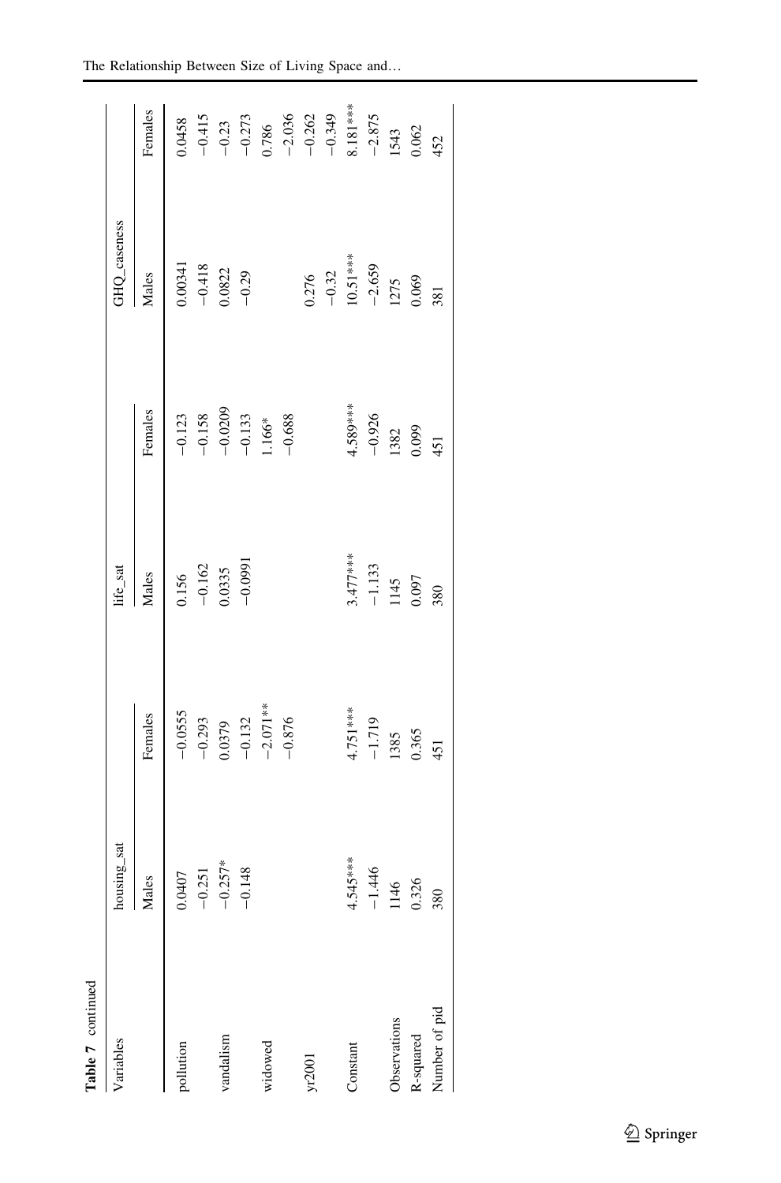**Table 7** continued

| Variables | housing_sat | | life_sat | | GHQ_caseness | |
|---|---|---|---|---|---|---|
| | Males | Females | Males | Females | Males | Females |
| pollution | 0.0407 | −0.0555 | 0.156 | −0.123 | 0.00341 | 0.0458 |
| | −0.251 | −0.293 | −0.162 | −0.158 | −0.418 | −0.415 |
| vandalism | −0.257* | 0.0379 | 0.0335 | −0.0209 | 0.0822 | −0.23 |
| | −0.148 | −0.132 | −0.0991 | −0.133 | −0.29 | −0.273 |
| widowed | | −2.071** | | 1.166* | | 0.786 |
| | | −0.876 | | −0.688 | | −2.036 |
| yr2001 | | | | | 0.276 | −0.262 |
| | | | | | −0.32 | −0.349 |
| Constant | 4.545*** | 4.751*** | 3.477*** | 4.589*** | 10.51*** | 8.181*** |
| | −1.446 | −1.719 | −1.133 | −0.926 | −2.659 | −2.875 |
| Observations | 1146 | 1385 | 1145 | 1382 | 1275 | 1543 |
| R-squared | 0.326 | 0.365 | 0.097 | 0.099 | 0.069 | 0.062 |
| Number of pid | 380 | 451 | 380 | 451 | 381 | 452 |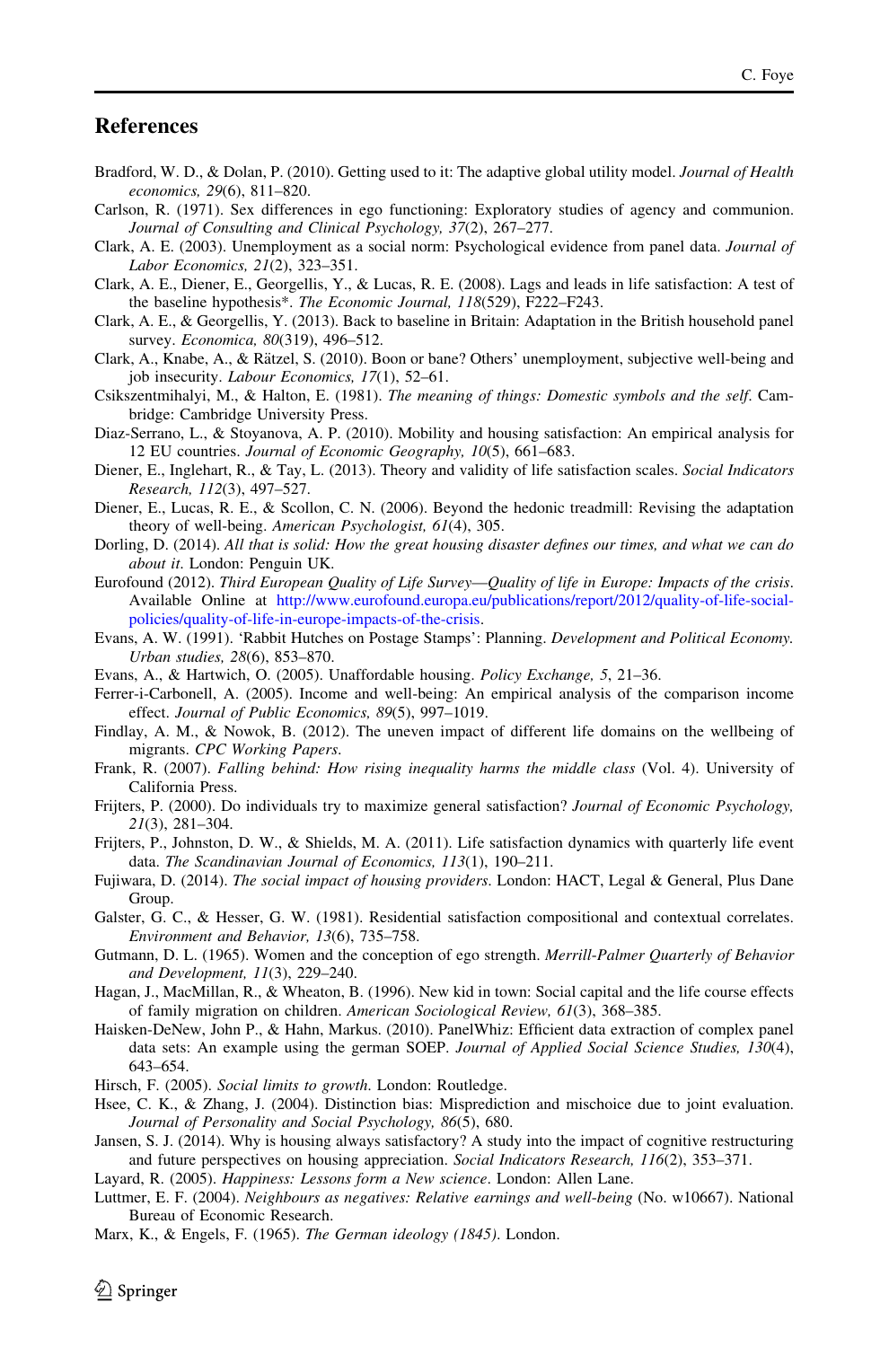## References

Bradford, W. D., & Dolan, P. (2010). Getting used to it: The adaptive global utility model. *Journal of Health economics, 29*(6), 811–820.

Carlson, R. (1971). Sex differences in ego functioning: Exploratory studies of agency and communion. *Journal of Consulting and Clinical Psychology, 37*(2), 267–277.

Clark, A. E. (2003). Unemployment as a social norm: Psychological evidence from panel data. *Journal of Labor Economics, 21*(2), 323–351.

Clark, A. E., Diener, E., Georgellis, Y., & Lucas, R. E. (2008). Lags and leads in life satisfaction: A test of the baseline hypothesis*. *The Economic Journal, 118*(529), F222–F243.

Clark, A. E., & Georgellis, Y. (2013). Back to baseline in Britain: Adaptation in the British household panel survey. *Economica, 80*(319), 496–512.

Clark, A., Knabe, A., & Rätzel, S. (2010). Boon or bane? Others' unemployment, subjective well-being and job insecurity. *Labour Economics, 17*(1), 52–61.

Csikszentmihalyi, M., & Halton, E. (1981). *The meaning of things: Domestic symbols and the self*. Cambridge: Cambridge University Press.

Diaz-Serrano, L., & Stoyanova, A. P. (2010). Mobility and housing satisfaction: An empirical analysis for 12 EU countries. *Journal of Economic Geography, 10*(5), 661–683.

Diener, E., Inglehart, R., & Tay, L. (2013). Theory and validity of life satisfaction scales. *Social Indicators Research, 112*(3), 497–527.

Diener, E., Lucas, R. E., & Scollon, C. N. (2006). Beyond the hedonic treadmill: Revising the adaptation theory of well-being. *American Psychologist, 61*(4), 305.

Dorling, D. (2014). *All that is solid: How the great housing disaster defines our times, and what we can do about it*. London: Penguin UK.

Eurofound (2012). *Third European Quality of Life Survey—Quality of life in Europe: Impacts of the crisis*. Available Online at http://www.eurofound.europa.eu/publications/report/2012/quality-of-life-social-policies/quality-of-life-in-europe-impacts-of-the-crisis.

Evans, A. W. (1991). 'Rabbit Hutches on Postage Stamps': Planning. *Development and Political Economy. Urban studies, 28*(6), 853–870.

Evans, A., & Hartwich, O. (2005). Unaffordable housing. *Policy Exchange, 5*, 21–36.

Ferrer-i-Carbonell, A. (2005). Income and well-being: An empirical analysis of the comparison income effect. *Journal of Public Economics, 89*(5), 997–1019.

Findlay, A. M., & Nowok, B. (2012). The uneven impact of different life domains on the wellbeing of migrants. *CPC Working Papers*.

Frank, R. (2007). *Falling behind: How rising inequality harms the middle class* (Vol. 4). University of California Press.

Frijters, P. (2000). Do individuals try to maximize general satisfaction? *Journal of Economic Psychology, 21*(3), 281–304.

Frijters, P., Johnston, D. W., & Shields, M. A. (2011). Life satisfaction dynamics with quarterly life event data. *The Scandinavian Journal of Economics, 113*(1), 190–211.

Fujiwara, D. (2014). *The social impact of housing providers*. London: HACT, Legal & General, Plus Dane Group.

Galster, G. C., & Hesser, G. W. (1981). Residential satisfaction compositional and contextual correlates. *Environment and Behavior, 13*(6), 735–758.

Gutmann, D. L. (1965). Women and the conception of ego strength. *Merrill-Palmer Quarterly of Behavior and Development, 11*(3), 229–240.

Hagan, J., MacMillan, R., & Wheaton, B. (1996). New kid in town: Social capital and the life course effects of family migration on children. *American Sociological Review, 61*(3), 368–385.

Haisken-DeNew, John P., & Hahn, Markus. (2010). PanelWhiz: Efficient data extraction of complex panel data sets: An example using the german SOEP. *Journal of Applied Social Science Studies, 130*(4), 643–654.

Hirsch, F. (2005). *Social limits to growth*. London: Routledge.

Hsee, C. K., & Zhang, J. (2004). Distinction bias: Misprediction and mischoice due to joint evaluation. *Journal of Personality and Social Psychology, 86*(5), 680.

Jansen, S. J. (2014). Why is housing always satisfactory? A study into the impact of cognitive restructuring and future perspectives on housing appreciation. *Social Indicators Research, 116*(2), 353–371.

Layard, R. (2005). *Happiness: Lessons form a New science*. London: Allen Lane.

Luttmer, E. F. (2004). *Neighbours as negatives: Relative earnings and well-being* (No. w10667). National Bureau of Economic Research.

Marx, K., & Engels, F. (1965). *The German ideology (1845)*. London.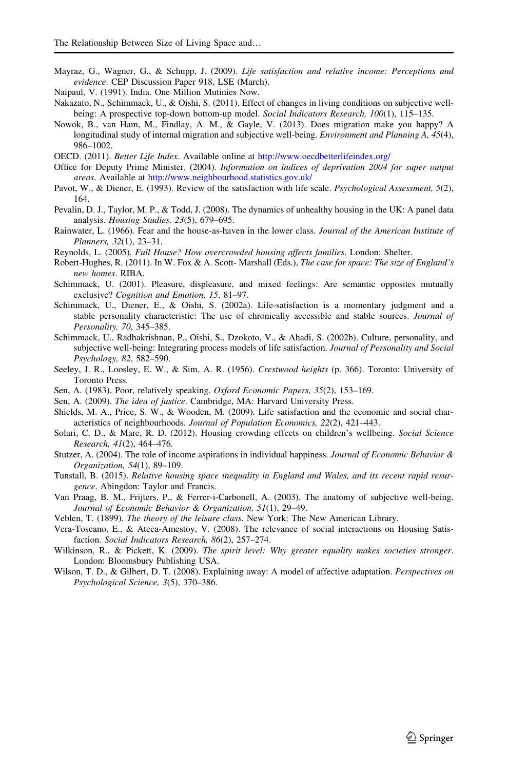Mayraz, G., Wagner, G., & Schupp, J. (2009). *Life satisfaction and relative income: Perceptions and evidence*. CEP Discussion Paper 918, LSE (March).

Naipaul, V. (1991). India. One Million Mutinies Now.

Nakazato, N., Schimmack, U., & Oishi, S. (2011). Effect of changes in living conditions on subjective well-being: A prospective top-down bottom-up model. *Social Indicators Research, 100*(1), 115–135.

Nowok, B., van Ham, M., Findlay, A. M., & Gayle, V. (2013). Does migration make you happy? A longitudinal study of internal migration and subjective well-being. *Environment and Planning A, 45*(4), 986–1002.

OECD. (2011). *Better Life Index*. Available online at http://www.oecdbetterlifeindex.org/

Office for Deputy Prime Minister. (2004). *Information on indices of deprivation 2004 for super output areas*. Available at http://www.neighbourhood.statistics.gov.uk/

Pavot, W., & Diener, E. (1993). Review of the satisfaction with life scale. *Psychological Assessment, 5*(2), 164.

Pevalin, D. J., Taylor, M. P., & Todd, J. (2008). The dynamics of unhealthy housing in the UK: A panel data analysis. *Housing Studies, 23*(5), 679–695.

Rainwater, L. (1966). Fear and the house-as-haven in the lower class. *Journal of the American Institute of Planners, 32*(1), 23–31.

Reynolds, L. (2005). *Full House? How overcrowded housing affects families*. London: Shelter.

Robert-Hughes, R. (2011). In W. Fox & A. Scott- Marshall (Eds.), *The case for space: The size of England's new homes*. RIBA.

Schimmack, U. (2001). Pleasure, displeasure, and mixed feelings: Are semantic opposites mutually exclusive? *Cognition and Emotion, 15*, 81–97.

Schimmack, U., Diener, E., & Oishi, S. (2002a). Life-satisfaction is a momentary judgment and a stable personality characteristic: The use of chronically accessible and stable sources. *Journal of Personality, 70*, 345–385.

Schimmack, U., Radhakrishnan, P., Oishi, S., Dzokoto, V., & Ahadi, S. (2002b). Culture, personality, and subjective well-being: Integrating process models of life satisfaction. *Journal of Personality and Social Psychology, 82*, 582–590.

Seeley, J. R., Loosley, E. W., & Sim, A. R. (1956). *Crestwood heights* (p. 366). Toronto: University of Toronto Press.

Sen, A. (1983). Poor, relatively speaking. *Oxford Economic Papers, 35*(2), 153–169.

Sen, A. (2009). *The idea of justice*. Cambridge, MA: Harvard University Press.

Shields, M. A., Price, S. W., & Wooden, M. (2009). Life satisfaction and the economic and social characteristics of neighbourhoods. *Journal of Population Economics, 22*(2), 421–443.

Solari, C. D., & Mare, R. D. (2012). Housing crowding effects on children's wellbeing. *Social Science Research, 41*(2), 464–476.

Stutzer, A. (2004). The role of income aspirations in individual happiness. *Journal of Economic Behavior & Organization, 54*(1), 89–109.

Tunstall, B. (2015). *Relative housing space inequality in England and Wales, and its recent rapid resurgence*. Abingdon: Taylor and Francis.

Van Praag, B. M., Frijters, P., & Ferrer-i-Carbonell, A. (2003). The anatomy of subjective well-being. *Journal of Economic Behavior & Organization, 51*(1), 29–49.

Veblen, T. (1899). *The theory of the leisure class*. New York: The New American Library.

Vera-Toscano, E., & Ateca-Amestoy, V. (2008). The relevance of social interactions on Housing Satisfaction. *Social Indicators Research, 86*(2), 257–274.

Wilkinson, R., & Pickett, K. (2009). *The spirit level: Why greater equality makes societies stronger*. London: Bloomsbury Publishing USA.

Wilson, T. D., & Gilbert, D. T. (2008). Explaining away: A model of affective adaptation. *Perspectives on Psychological Science, 3*(5), 370–386.